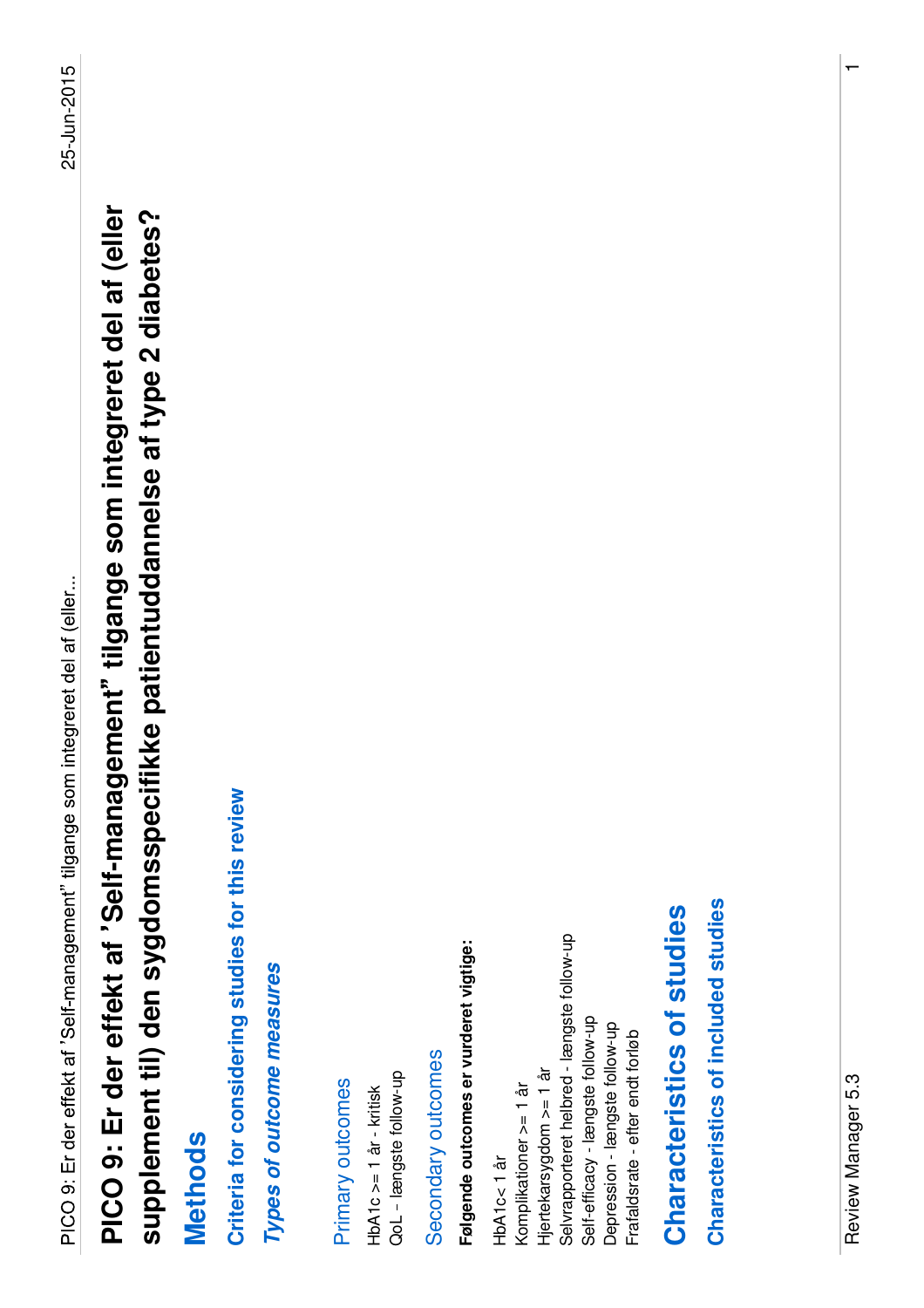# PICO 9: Er der effekt af 'Self-management" tilgange som integreret del af (eller supplement til) den sygdomsspecifikke patientuddannelse af type 2 diabetes?

## Methods

### Criteria for considering studies for this review

#### *Types of outcome measures*

##### Primary outcomes

HbA1c >= 1 år - kritisk
QoL – længste follow-up

##### Secondary outcomes

**Følgende outcomes er vurderet vigtige:**

HbA1c< 1 år
Komplikationer >= 1 år
Hjertekarsygdom >= 1 år
Selvrapporteret helbred - længste follow-up
Self-efficacy - længste follow-up
Depression - længste follow-up
Frafaldsrate - efter endt forløb

## Characteristics of studies

### Characteristics of included studies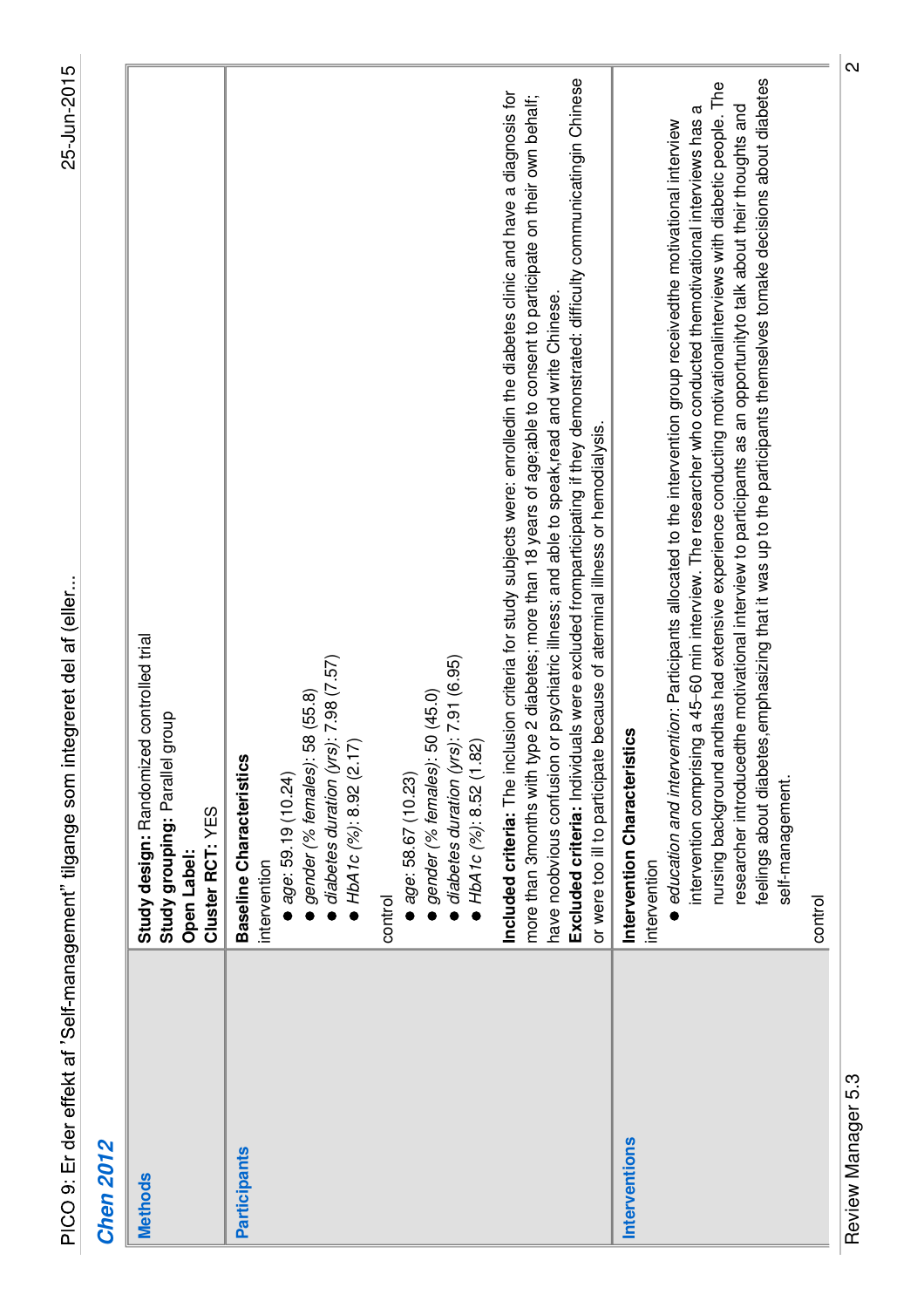## Chen 2012

| | |
|---|---|
| **Methods** | **Study design:** Randomized controlled trial<br>**Study grouping:** Parallel group<br>**Open Label:**<br>**Cluster RCT:** YES |
| **Participants** | **Baseline Characteristics**<br>intervention<br>● *age*: 59.19 (10.24)<br>● *gender (% females)*: 58 (55.8)<br>● *diabetes duration (yrs)*: 7.98 (7.57)<br>● *HbA1c (%)*: 8.92 (2.17)<br><br>control<br>● *age*: 58.67 (10.23)<br>● *gender (% females)*: 50 (45.0)<br>● *diabetes duration (yrs)*: 7.91 (6.95)<br>● *HbA1c (%)*: 8.52 (1.82)<br><br>**Included criteria:** The inclusion criteria for study subjects were: enrolledin the diabetes clinic and have a diagnosis for more than 3months with type 2 diabetes; more than 18 years of age;able to consent to participate on their own behalf; have noobvious confusion or psychiatric illness; and able to speak,read and write Chinese.<br>**Excluded criteria:** Individuals were excluded fromparticipating if they demonstrated: difficulty communicatingin Chinese or were too ill to participate because of aterminal illness or hemodialysis. |
| **Interventions** | **Intervention Characteristics**<br>intervention<br>● *education and intervention*: Participants allocated to the intervention group receivedthe motivational interview intervention comprising a 45–60 min interview. The researcher who conducted themotivational interviews has a nursing background andhas had extensive experience conducting motivationalinterviews with diabetic people. The researcher introducedthe motivational interview to participants as an opportunityto talk about their thoughts and feelings about diabetes,emphasizing that it was up to the participants themselves tomake decisions about diabetes self-management.<br><br>control |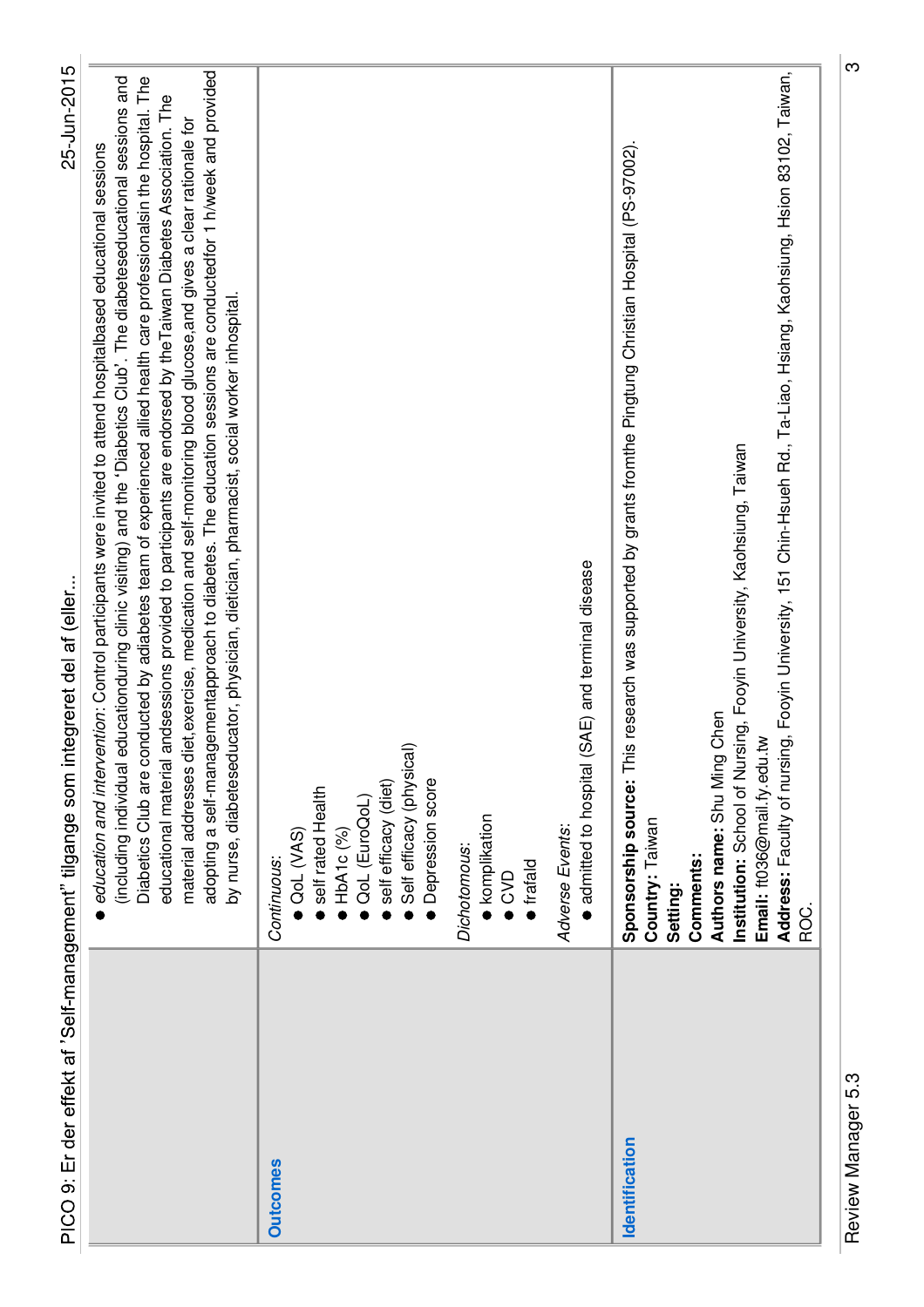| | |
|---|---|
| | • *education and intervention*: Control participants were invited to attend hospitalbased educational sessions (including individual educationduring clinic visiting) and the 'Diabetics Club'. The diabeteseducational sessions and Diabetics Club are conducted by adiabetes team of experienced allied health care professionalsin the hospital. The educational material andsessions provided to participants are endorsed by theTaiwan Diabetes Association. The material addresses diet,exercise, medication and self-monitoring blood glucose,and gives a clear rationale for adopting a self-managementapproach to diabetes. The education sessions are conductedfor 1 h/week and provided by nurse, diabeteseducator, physician, dietician, pharmacist, social worker inhospital. |
| **Outcomes** | *Continuous*:<br>• QoL (VAS)<br>• self rated Health<br>• HbA1c (%)<br>• QoL (EuroQoL)<br>• self efficacy (diet)<br>• Self efficacy (physical)<br>• Depression score<br><br>*Dichotomous*:<br>• komplikation<br>• CVD<br>• frafald<br><br>*Adverse Events*:<br>• admitted to hospital (SAE) and terminal disease |
| **Identification** | **Sponsorship source:** This research was supported by grants fromthe Pingtung Christian Hospital (PS-97002).<br>**Country:** Taiwan<br>**Setting:**<br>**Comments:**<br>**Authors name:** Shu Ming Chen<br>**Institution:** School of Nursing, Fooyin University, Kaohsiung, Taiwan<br>**Email:** ft036@mail.fy.edu.tw<br>**Address:** Faculty of nursing, Fooyin University, 151 Chin-Hsueh Rd., Ta-Liao, Hsiang, Kaohsiung, Hsion 83102, Taiwan, ROC. |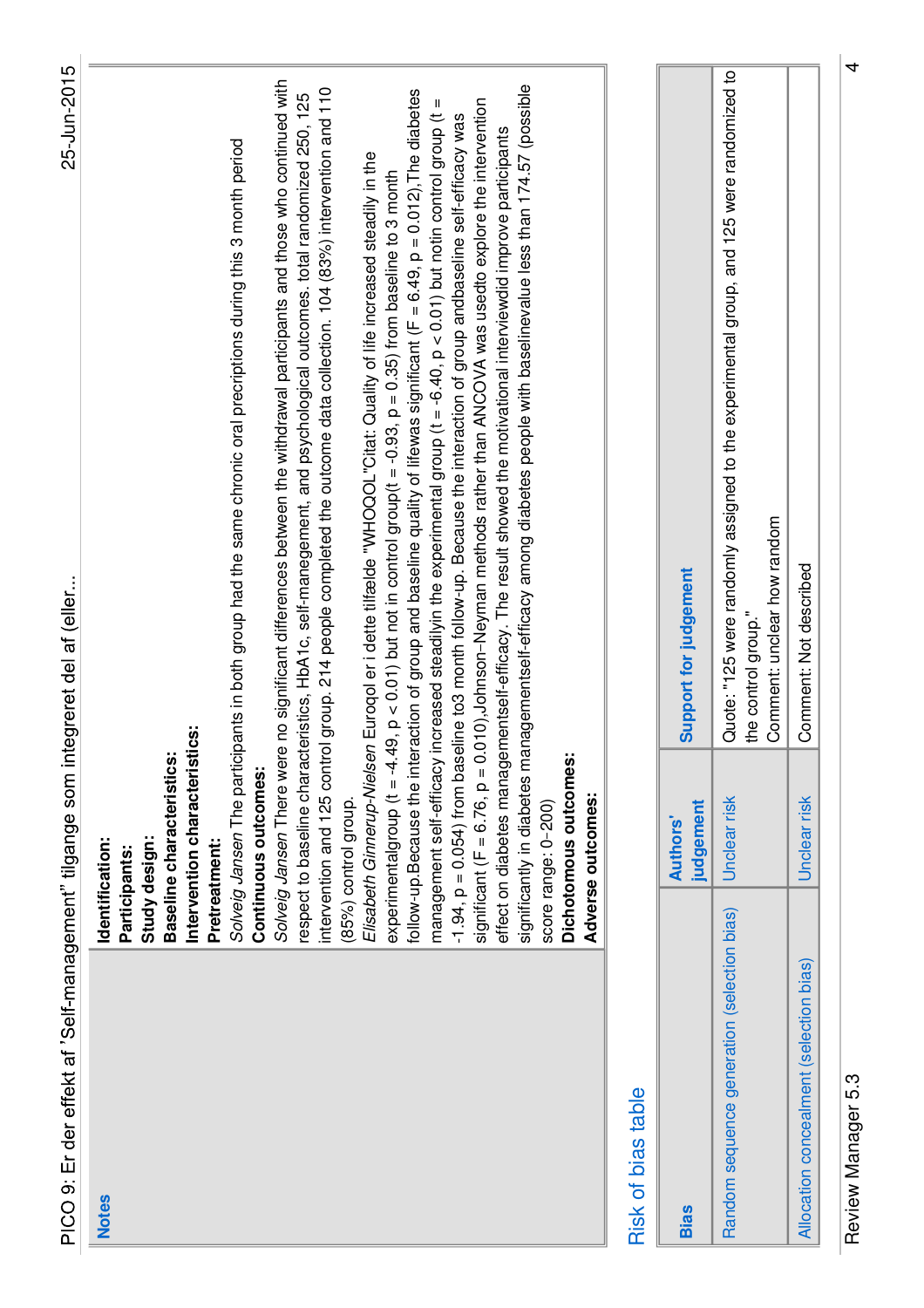| Notes | |
|---|---|
| | **Identification:**<br>**Participants:**<br>**Study design:**<br>**Baseline characteristics:**<br>**Intervention characteristics:**<br>**Pretreatment:**<br>*Solveig Jansen* The participants in both group had the same chronic oral precriptions during this 3 month period<br>**Continuous outcomes:**<br>*Solveig Jansen* There were no significant differences between the withdrawal participants and those who continued with respect to baseline characteristics, HbA1c, self-manegement, and psychological outcomes. total randomized 250, 125 intervention and 125 control group. 214 people completed the outcome data collection. 104 (83%) intervention and 110 (85%) control group.<br>*Elisabeth Ginnerup-Nielsen* Euroqol er i dette tilfælde "WHOQOL"Citat: Quality of life increased steadily in the experimentalgroup ($t = -4.49$, $p < 0.01$) but not in control group($t = -0.93$, $p = 0.35$) from baseline to 3 month follow-up.Because the interaction of group and baseline quality of lifewas significant ($F = 6.49$, $p = 0.012$),The diabetes management self-efficacy increased steadilyin the experimental group ($t = -6.40$, $p < 0.01$) but notin control group ($t = -1.94$, $p = 0.054$) from baseline to3 month follow-up. Because the interaction of group andbaseline self-efficacy was significant ($F = 6.76$, $p = 0.010$),Johnson–Neyman methods rather than ANCOVA was usedto explore the intervention effect on diabetes managementself-efficacy. The result showed the motivational interviewdid improve participants significantly in diabetes managementself-efficacy among diabetes people with baselinevalue less than 174.57 (possible score range: 0–200)<br>**Dichotomous outcomes:**<br>**Adverse outcomes:** |

## Risk of bias table

| Bias | Authors' judgement | Support for judgement |
|---|---|---|
| Random sequence generation (selection bias) | Unclear risk | Quote: "125 were randomly assigned to the experimental group, and 125 were randomized to the control group."<br>Comment: unclear how random |
| Allocation concealment (selection bias) | Unclear risk | Comment: Not described |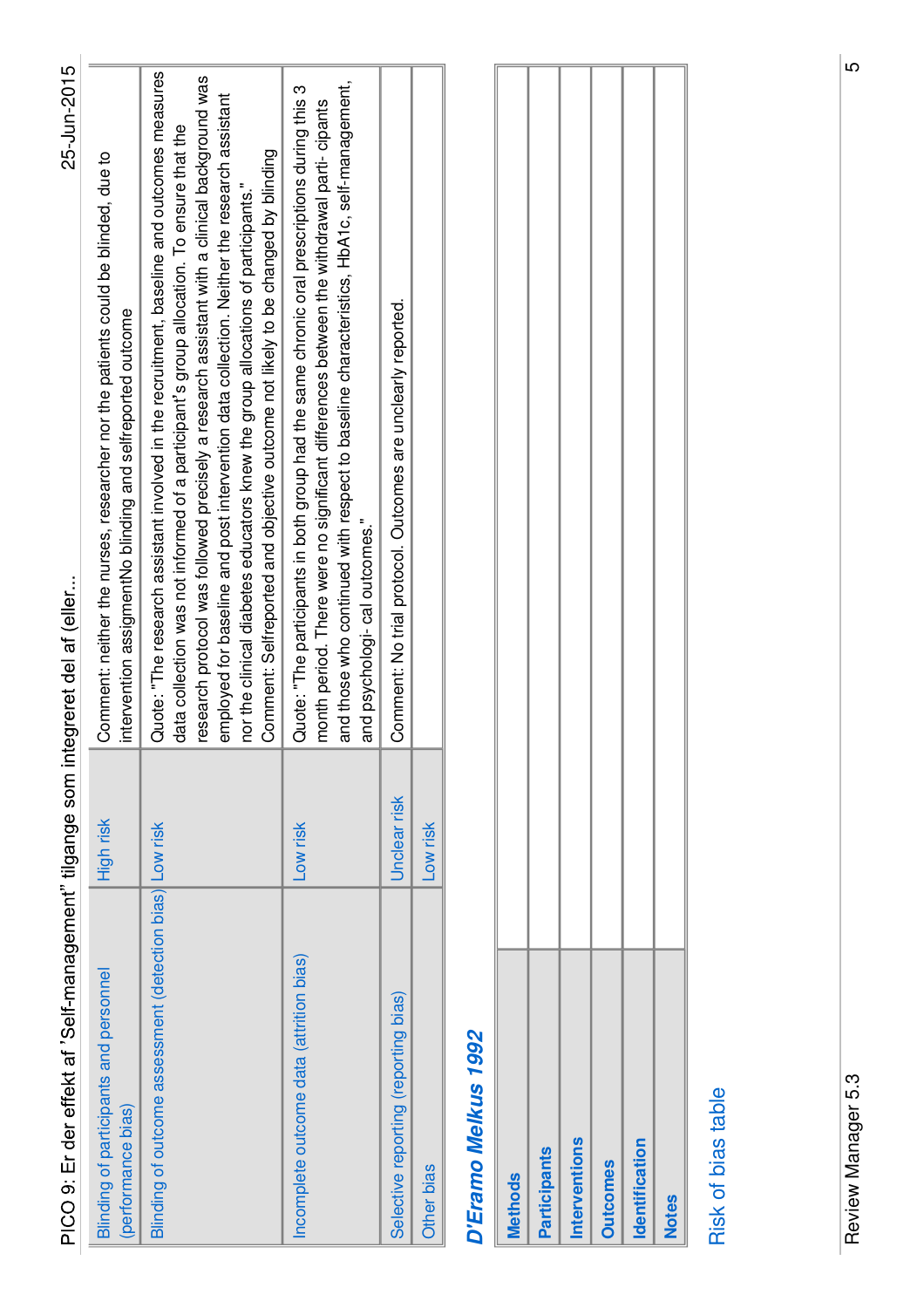| | | |
|---|---|---|
| Blinding of participants and personnel (performance bias) | High risk | Comment: neither the nurses, researcher nor the patients could be blinded, due to intervention assigmentNo blinding and selfreported outcome |
| Blinding of outcome assessment (detection bias) | Low risk | Quote: "The research assistant involved in the recruitment, baseline and outcomes measures data collection was not informed of a participant's group allocation. To ensure that the research protocol was followed precisely a research assistant with a clinical background was employed for baseline and post intervention data collection. Neither the research assistant nor the clinical diabetes educators knew the group allocations of participants." Comment: Selfreported and objective outcome not likely to be changed by blinding |
| Incomplete outcome data (attrition bias) | Low risk | Quote: "The participants in both group had the same chronic oral prescriptions during this 3 month period. There were no significant differences between the withdrawal parti- cipants and those who continued with respect to baseline characteristics, HbA1c, self-management, and psychologi- cal outcomes." |
| Selective reporting (reporting bias) | Unclear risk | Comment: No trial protocol. Outcomes are unclearly reported. |
| Other bias | Low risk | |

## *D'Eramo Melkus 1992*

| | |
|---|---|
| **Methods** | |
| **Participants** | |
| **Interventions** | |
| **Outcomes** | |
| **Identification** | |
| **Notes** | |

Risk of bias table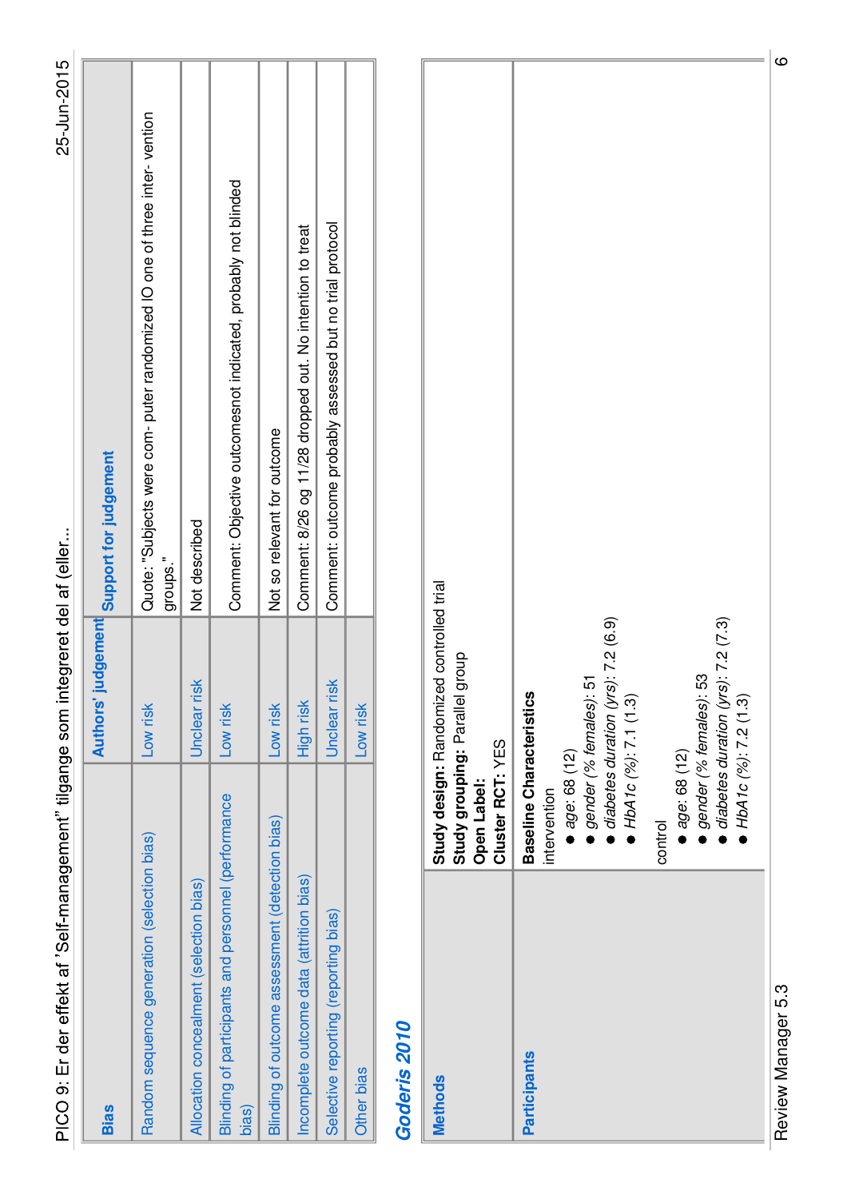| Bias | Authors' judgement | Support for judgement |
|---|---|---|
| Random sequence generation (selection bias) | Low risk | Quote: "Subjects were com- puter randomized IO one of three inter- vention groups." |
| Allocation concealment (selection bias) | Unclear risk | Not described |
| Blinding of participants and personnel (performance bias) | Low risk | Comment: Objective outcomesnot indicated, probably not blinded |
| Blinding of outcome assessment (detection bias) | Low risk | Not so relevant for outcome |
| Incomplete outcome data (attrition bias) | High risk | Comment: 8/26 og 11/28 dropped out. No intention to treat |
| Selective reporting (reporting bias) | Unclear risk | Comment: outcome probably assessed but no trial protocol |
| Other bias | Low risk | |

## Goderis 2010

| | |
|---|---|
| **Methods** | **Study design:** Randomized controlled trial<br>**Study grouping:** Parallel group<br>**Open Label:**<br>**Cluster RCT:** YES |
| **Participants** | **Baseline Characteristics**<br>intervention<br>● *age*: 68 (12)<br>● *gender (% females)*: 51<br>● *diabetes duration (yrs)*: 7.2 (6.9)<br>● *HbA1c (%)*: 7.1 (1.3)<br><br>control<br>● *age*: 68 (12)<br>● *gender (% females)*: 53<br>● *diabetes duration (yrs)*: 7.2 (7.3)<br>● *HbA1c (%)*: 7.2 (1.3) |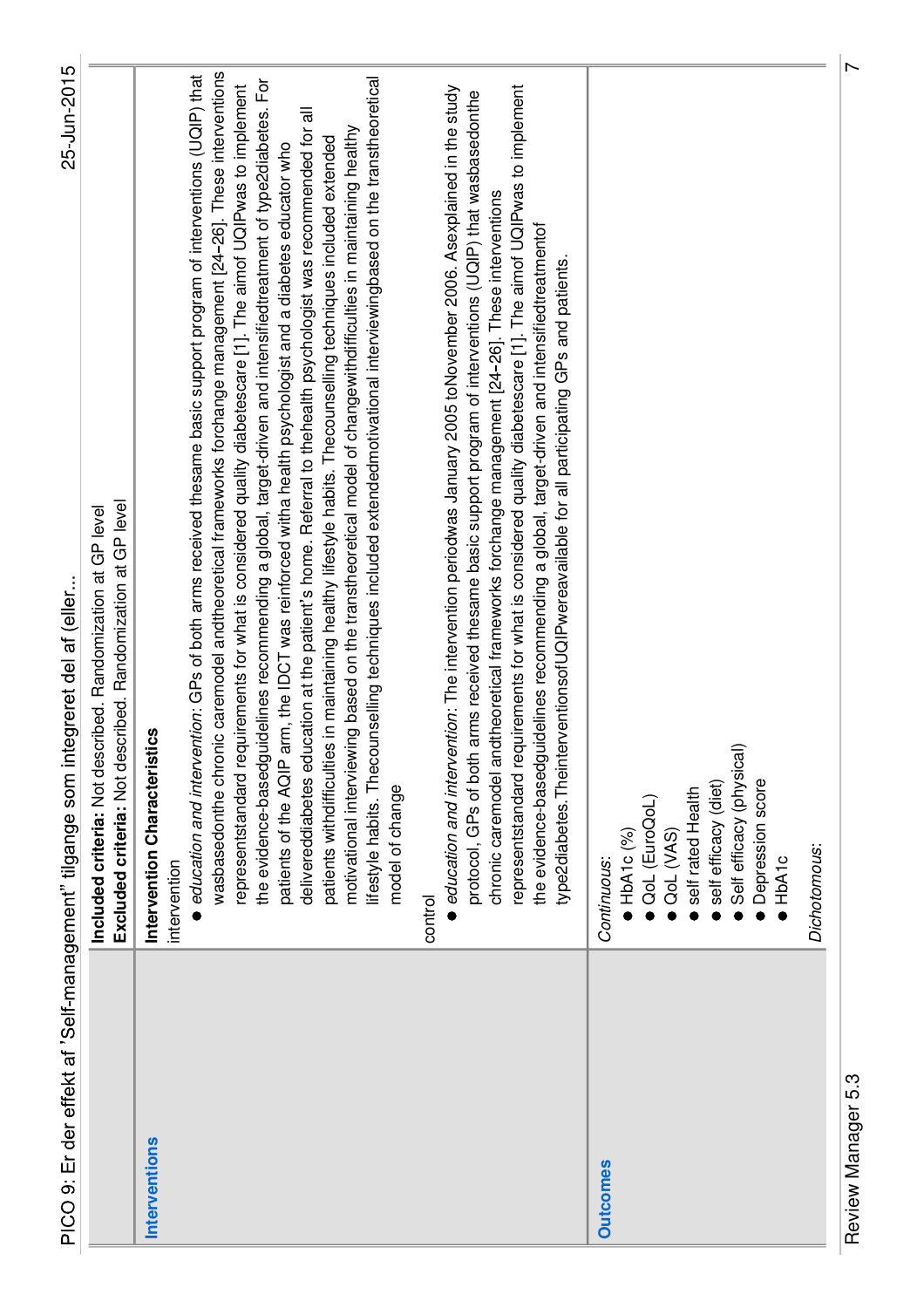| | |
|---|---|
| | **Included criteria:** Not described. Randomization at GP level<br>**Excluded criteria:** Not described. Randomization at GP level |
| **Interventions** | **Intervention Characteristics**<br>intervention<br>● *education and intervention*: GPs of both arms received thesame basic support program of interventions (UQIP) that wasbasedonthe chronic caremodel andtheoretical frameworks forchange management [24–26]. These interventions representstandard requirements for what is considered quality diabetescare [1]. The aimof UQIPwas to implement the evidence-basedguidelines recommending a global, target-driven and intensifiedtreatment of type2diabetes. For patients of the AQIP arm, the IDCT was reinforced witha health psychologist and a diabetes educator who delivereddiabetes education at the patient's home. Referral to thehealth psychologist was recommended for all patients withdifficulties in maintaining healthy lifestyle habits. Thecounselling techniques included extended motivational interviewing based on the transtheoretical model of changewithdifficulties in maintaining healthy lifestyle habits. Thecounselling techniques included extendedmotivational interviewingbased on the transtheoretical model of change<br><br>control<br>● *education and intervention*: The intervention periodwas January 2005 toNovember 2006. Asexplained in the study protocol, GPs of both arms received thesame basic support program of interventions (UQIP) that wasbasedonthe chronic caremodel andtheoretical frameworks forchange management [24–26]. These interventions representstandard requirements for what is considered quality diabetescare [1]. The aimof UQIPwas to implement the evidence-basedguidelines recommending a global, target-driven and intensifiedtreatmentof type2diabetes.TheinterventionsofUQIPwereavailable for all participating GPs and patients. |
| **Outcomes** | *Continuous*:<br>● HbA1c (%)<br>● QoL (EuroQoL)<br>● QoL (VAS)<br>● self rated Health<br>● self efficacy (diet)<br>● Self efficacy (physical)<br>● Depression score<br>● HbA1c<br><br>*Dichotomous*: |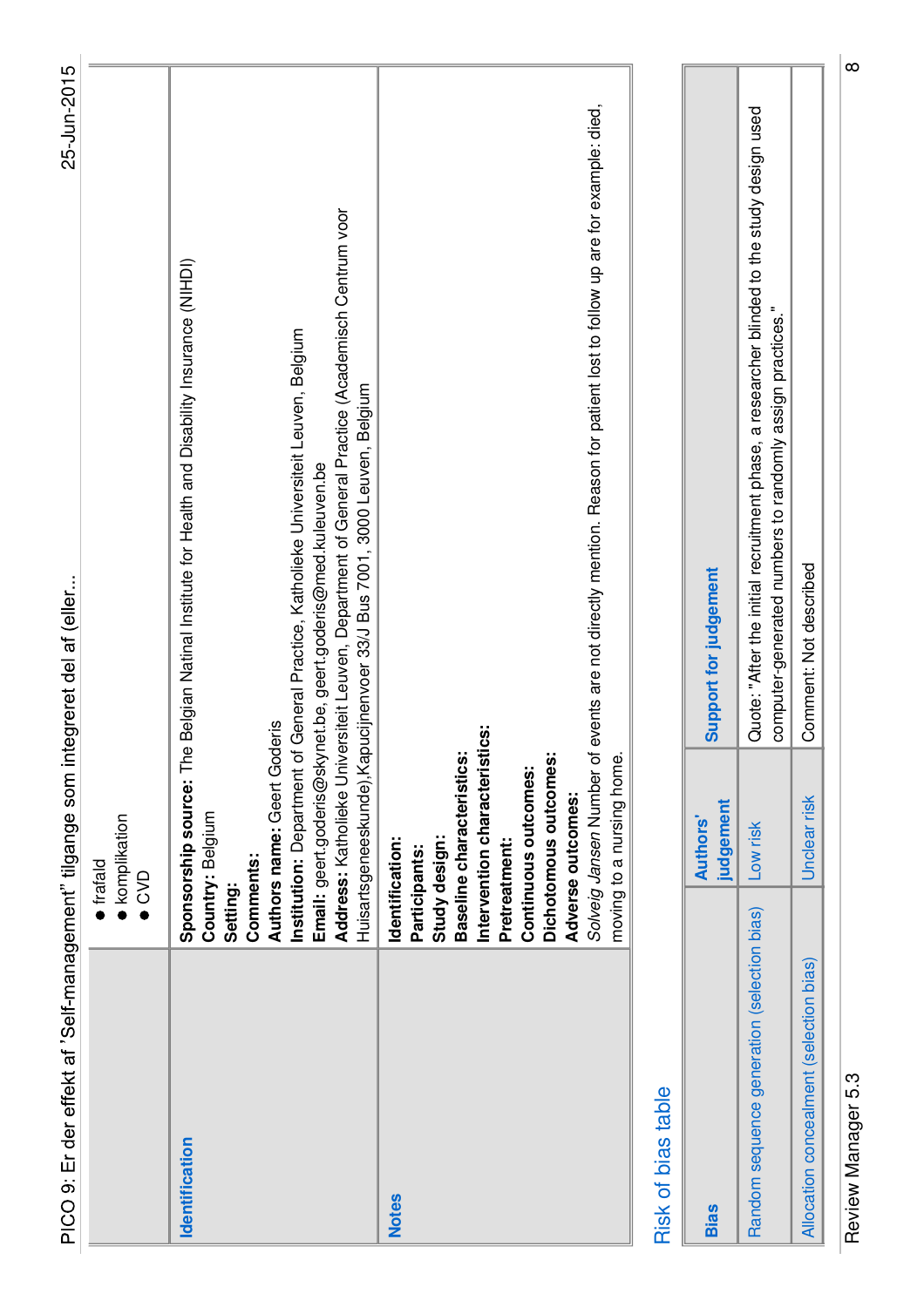| | |
|---|---|
| | • frafald<br>• komplikation<br>• CVD |
| **Identification** | **Sponsorship source:** The Belgian Natinal Institute for Health and Disability Insurance (NIHDI)<br>**Country:** Belgium<br>**Setting:**<br>**Comments:**<br>**Authors name:** Geert Goderis<br>**Institution:** Department of General Practice, Katholieke Universiteit Leuven, Belgium<br>**Email:** geert.goderis@skynet.be, geert.goderis@med.kuleuven.be<br>**Address:** Katholieke Universiteit Leuven, Department of General Practice (Academisch Centrum voor Huisartsgeneeskunde),Kapucijnenvoer 33/J Bus 7001, 3000 Leuven, Belgium |
| **Notes** | **Identification:**<br>**Participants:**<br>**Study design:**<br>**Baseline characteristics:**<br>**Intervention characteristics:**<br>**Pretreatment:**<br>**Continuous outcomes:**<br>**Dichotomous outcomes:**<br>**Adverse outcomes:**<br>*Solveig Jansen* Number of events are not directly mention. Reason for patient lost to follow up are for example: died, moving to a nursing home. |

## Risk of bias table

| Bias | Authors' judgement | Support for judgement |
|---|---|---|
| Random sequence generation (selection bias) | Low risk | Quote: "After the initial recruitment phase, a researcher blinded to the study design used computer-generated numbers to randomly assign practices." |
| Allocation concealment (selection bias) | Unclear risk | Comment: Not described |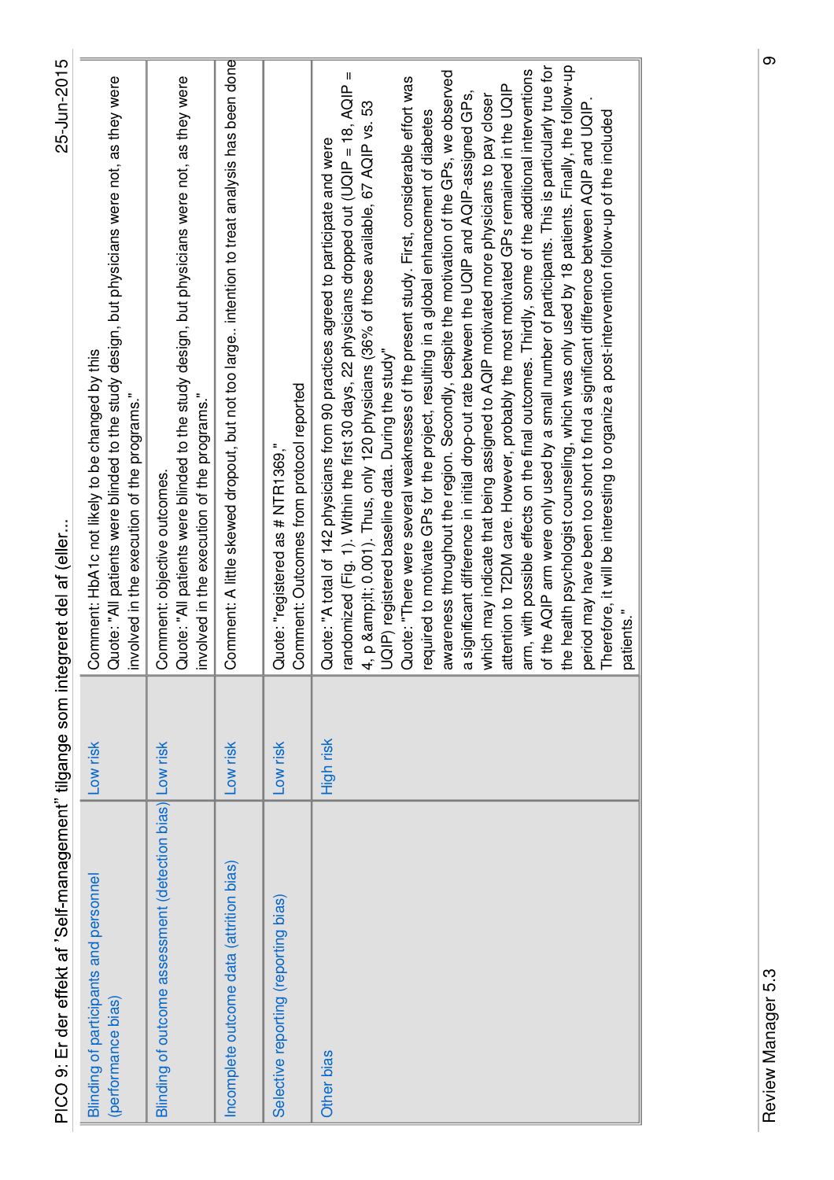PICO 9: Er der effekt af 'Self-management" tilgange som integreret del af (eller...

| | | |
|---|---|---|
| Blinding of participants and personnel (performance bias) | Low risk | Comment: HbA1c not likely to be changed by this<br>Quote: "All patients were blinded to the study design, but physicians were not, as they were involved in the execution of the programs." |
| Blinding of outcome assessment (detection bias) | Low risk | Comment: objective outcomes.<br>Quote: "All patients were blinded to the study design, but physicians were not, as they were involved in the execution of the programs." |
| Incomplete outcome data (attrition bias) | Low risk | Comment: A little skewed dropout, but not too large.. intention to treat analysis has been done |
| Selective reporting (reporting bias) | Low risk | Quote: "registered as # NTR1369,"<br>Comment: Outcomes from protocol reported |
| Other bias | High risk | Quote: "A total of 142 physicians from 90 practices agreed to participate and were randomized (Fig. 1). Within the first 30 days, 22 physicians dropped out (UQIP = 18, AQIP = 4, p &amp;lt; 0.001). Thus, only 120 physicians (36% of those available, 67 AQIP vs. 53 UQIP) registered baseline data. During the study"<br>Quote: "There were several weaknesses of the present study. First, considerable effort was required to motivate GPs for the project, resulting in a global enhancement of diabetes awareness throughout the region. Secondly, despite the motivation of the GPs, we observed a significant difference in initial drop-out rate between the UQIP and AQIP-assigned GPs, which may indicate that being assigned to AQIP motivated more physicians to pay closer attention to T2DM care. However, probably the most motivated GPs remained in the UQIP arm, with possible effects on the final outcomes. Thirdly, some of the additional interventions of the AQIP arm were only used by a small number of participants. This is particularly true for the health psychologist counseling, which was only used by 18 patients. Finally, the follow-up period may have been too short to find a significant difference between AQIP and UQIP. Therefore, it will be interesting to organize a post-intervention follow-up of the included patients." |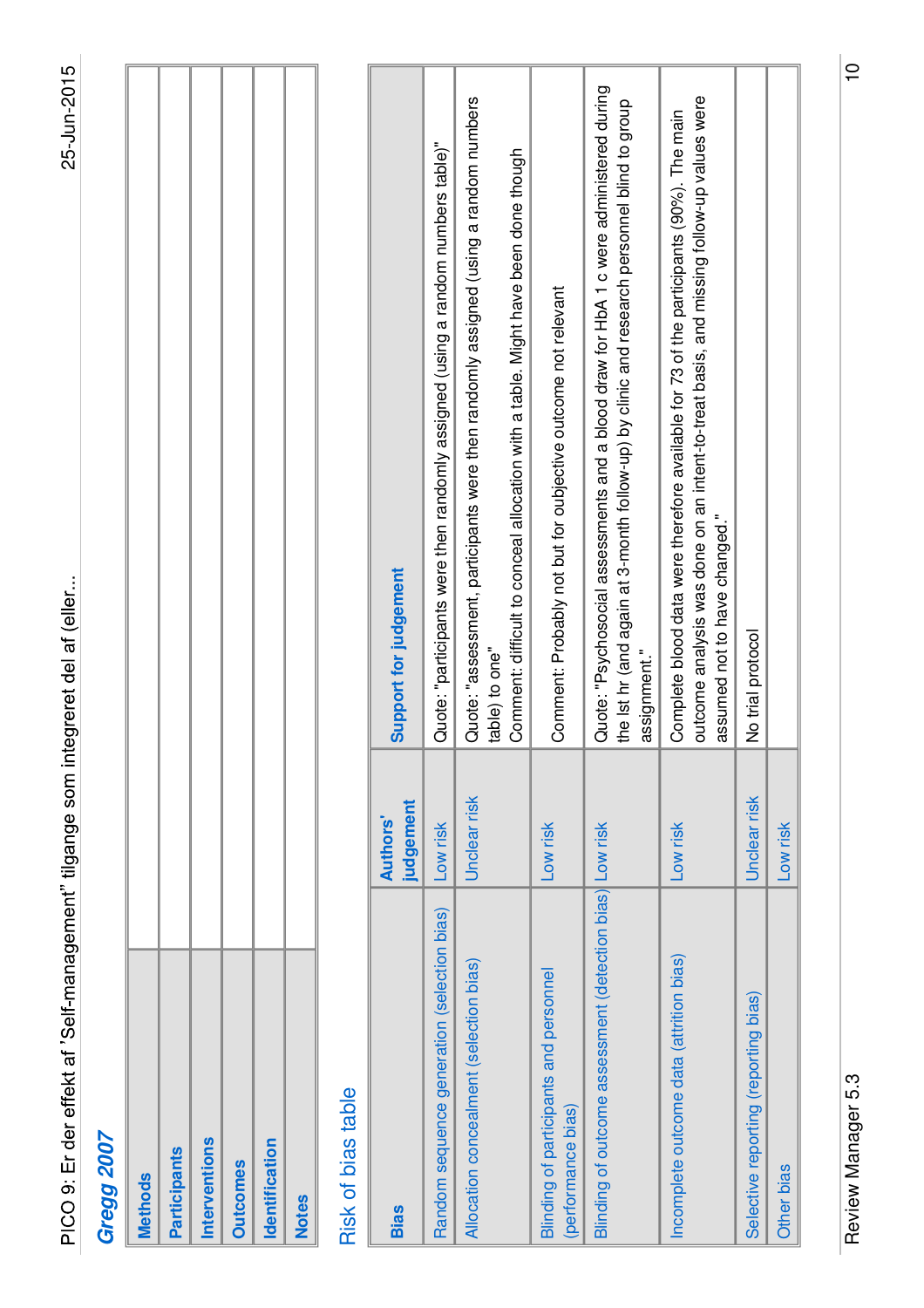## Gregg 2007

| | |
|---|---|
| **Methods** | |
| **Participants** | |
| **Interventions** | |
| **Outcomes** | |
| **Identification** | |
| **Notes** | |

### Risk of bias table

| Bias | Authors' judgement | Support for judgement |
|---|---|---|
| Random sequence generation (selection bias) | Low risk | Quote: "participants were then randomly assigned (using a random numbers table)" |
| Allocation concealment (selection bias) | Unclear risk | Quote: "assessment, participants were then randomly assigned (using a random numbers table) to one"<br>Comment: difficult to conceal allocation with a table. Might have been done though |
| Blinding of participants and personnel (performance bias) | Low risk | Comment: Probably not but for oubjective outcome not relevant |
| Blinding of outcome assessment (detection bias) | Low risk | Quote: "Psychosocial assessments and a blood draw for HbA 1 c were administered during the lst hr (and again at 3-month follow-up) by clinic and research personnel blind to group assignment." |
| Incomplete outcome data (attrition bias) | Low risk | Complete blood data were therefore available for 73 of the participants (90%). The main outcome analysis was done on an intent-to-treat basis, and missing follow-up values were assumed not to have changed." |
| Selective reporting (reporting bias) | Unclear risk | No trial protocol |
| Other bias | Low risk | |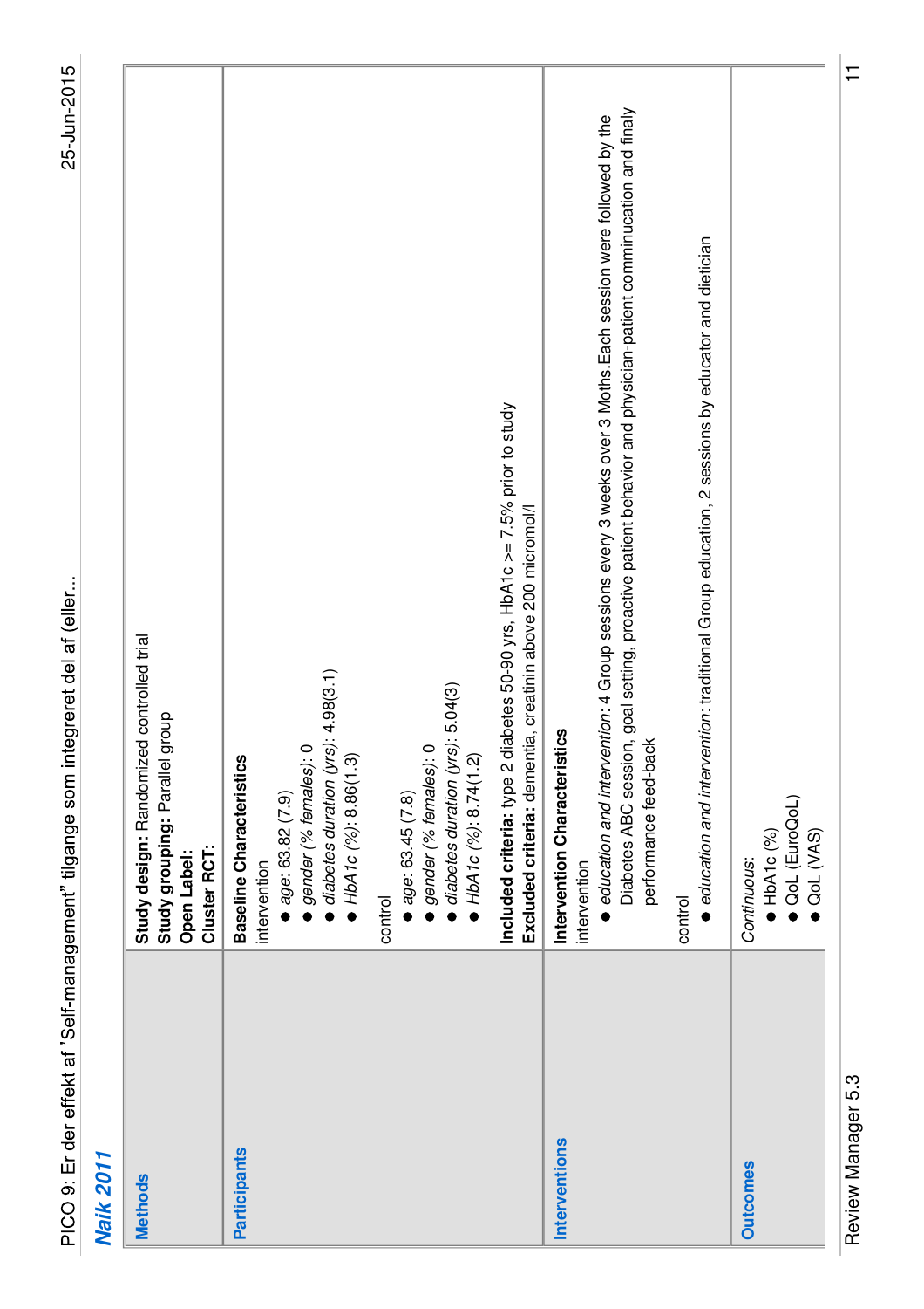## Naik 2011

| | |
|---|---|
| **Methods** | **Study design:** Randomized controlled trial<br>**Study grouping:** Parallel group<br>**Open Label:**<br>**Cluster RCT:** |
| **Participants** | **Baseline Characteristics**<br>intervention<br>• *age*: 63.82 (7.9)<br>• *gender (% females)*: 0<br>• *diabetes duration (yrs)*: 4.98(3.1)<br>• *HbA1c (%)*: 8.86(1.3)<br><br>control<br>• *age*: 63.45 (7.8)<br>• *gender (% females)*: 0<br>• *diabetes duration (yrs)*: 5.04(3)<br>• *HbA1c (%)*: 8.74(1.2)<br><br>**Included criteria:** type 2 diabetes 50-90 yrs, HbA1c >= 7.5% prior to study<br>**Excluded criteria:** dementia, creatinin above 200 micromol/l |
| **Interventions** | **Intervention Characteristics**<br>intervention<br>• *education and intervention*: 4 Group sessions every 3 weeks over 3 Moths.Each session were followed by the Diabetes ABC session, goal setting, proactive patient behavior and physician-patient communication and finaly performance feed-back<br><br>control<br>• *education and intervention*: traditional Group education, 2 sessions by educator and dietician |
| **Outcomes** | *Continuous*:<br>• HbA1c (%)<br>• QoL (EuroQoL)<br>• QoL (VAS) |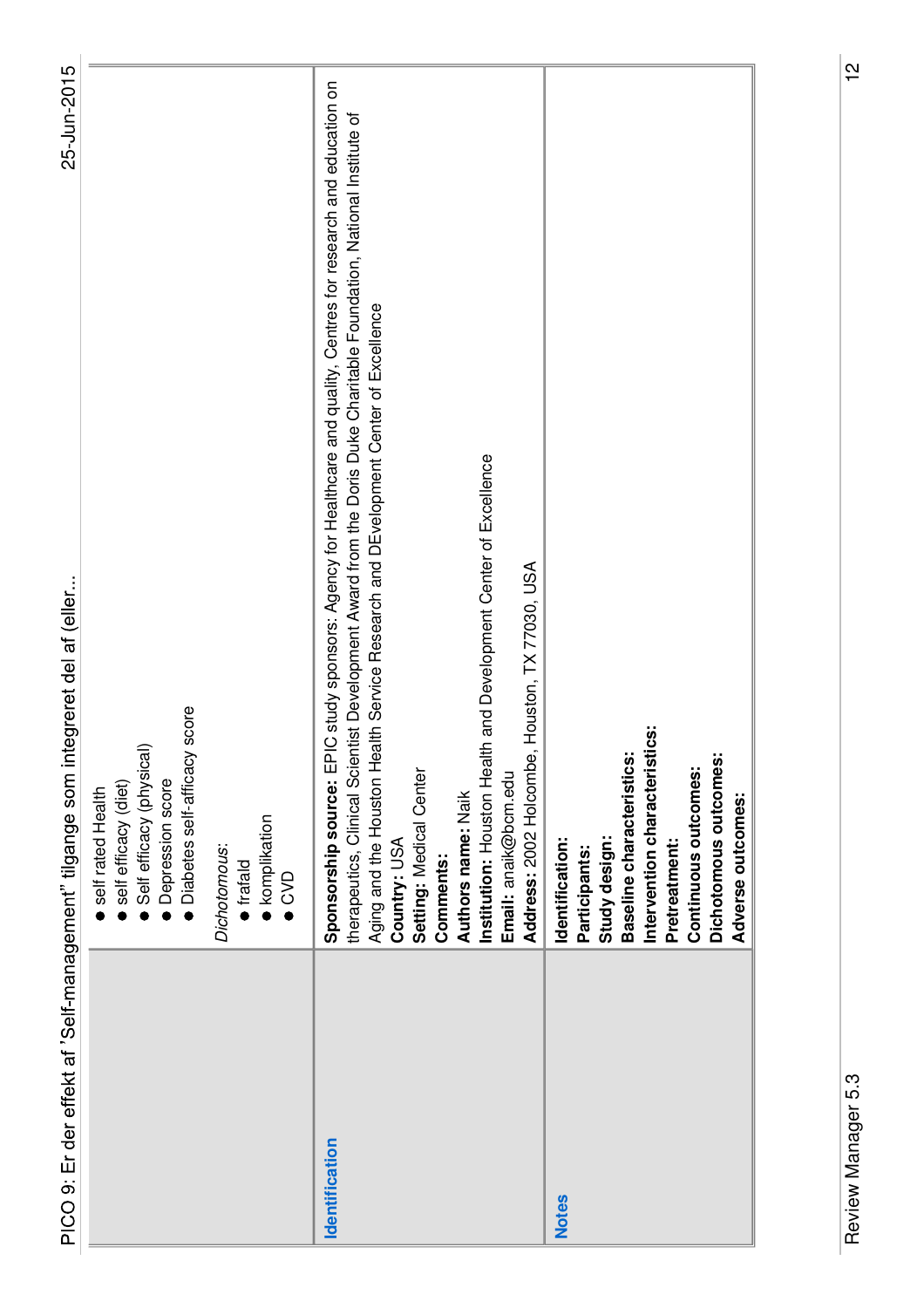| | |
|---|---|
| | • self rated Health<br>• self efficacy (diet)<br>• Self efficacy (physical)<br>• Depression score<br>• Diabetes self-afficacy score<br><br>*Dichotomous:*<br>• frafald<br>• komplikation<br>• CVD |
| **Identification** | **Sponsorship source:** EPIC study sponsors: Agency for Healthcare and quality, Centres for research and education on therapeutics, Clinical Scientist Development Award from the Doris Duke Charitable Foundation, National Institute of Aging and the Houston Health Service Research and DEvelopment Center of Excellence<br>**Country:** USA<br>**Setting:** Medical Center<br>**Comments:**<br>**Authors name:** Naik<br>**Institution:** Houston Health and Development Center of Excellence<br>**Email:** anaik@bcm.edu<br>**Address:** 2002 Holcombe, Houston, TX 77030, USA |
| **Notes** | **Identification:**<br>**Participants:**<br>**Study design:**<br>**Baseline characteristics:**<br>**Intervention characteristics:**<br>**Pretreatment:**<br>**Continuous outcomes:**<br>**Dichotomous outcomes:**<br>**Adverse outcomes:** |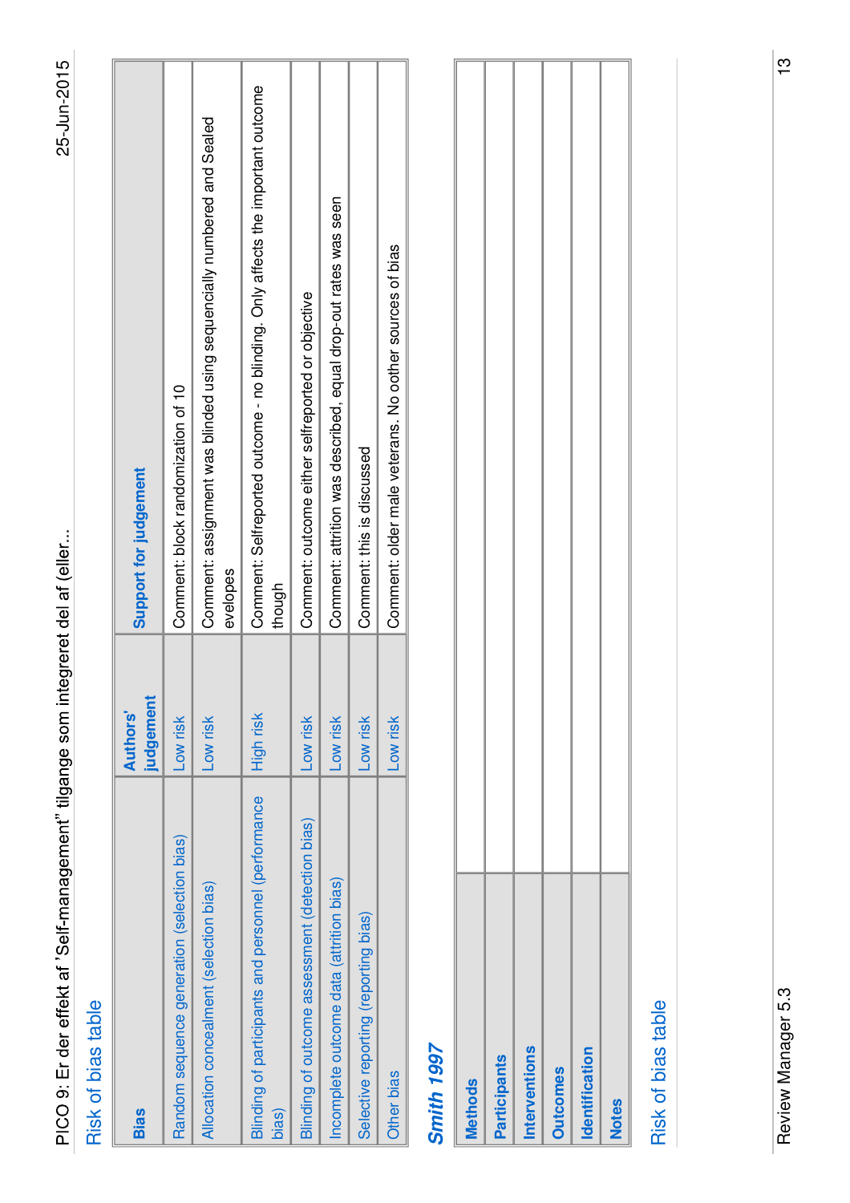## Risk of bias table

| Bias | Authors' judgement | Support for judgement |
|---|---|---|
| Random sequence generation (selection bias) | Low risk | Comment: block randomization of 10 |
| Allocation concealment (selection bias) | Low risk | Comment: assignment was blinded using sequencially numbered and Sealed evelopes |
| Blinding of participants and personnel (performance bias) | High risk | Comment: Selfreported outcome - no blinding. Only affects the important outcome though |
| Blinding of outcome assessment (detection bias) | Low risk | Comment: outcome either selfreported or objective |
| Incomplete outcome data (attrition bias) | Low risk | Comment: attrition was described, equal drop-out rates was seen |
| Selective reporting (reporting bias) | Low risk | Comment: this is discussed |
| Other bias | Low risk | Comment: older male veterans. No oother sources of bias |

### *Smith 1997*

| | |
|---|---|
| **Methods** | |
| **Participants** | |
| **Interventions** | |
| **Outcomes** | |
| **Identification** | |
| **Notes** | |

## Risk of bias table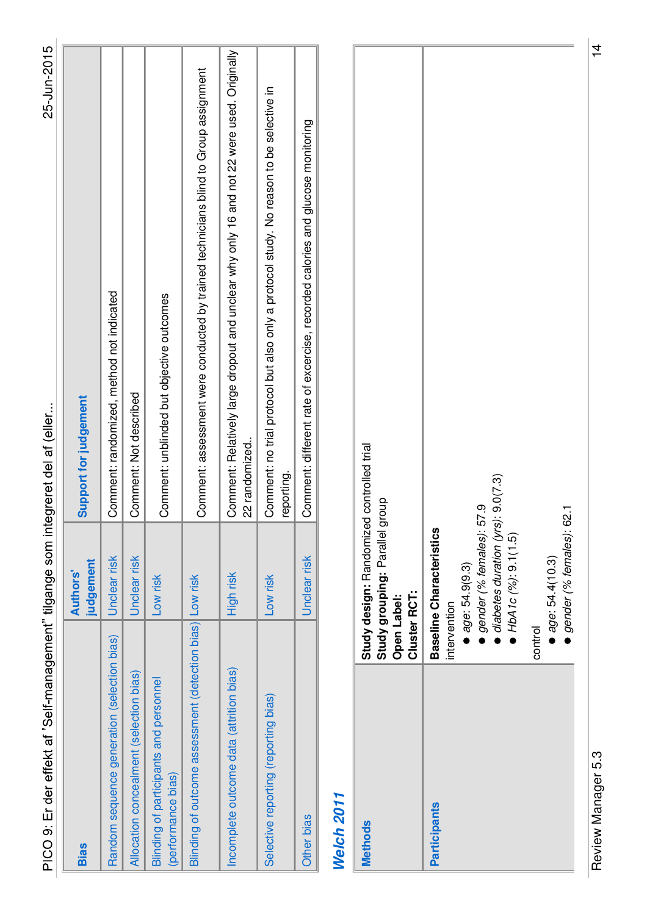| Bias | Authors' judgement | Support for judgement |
| --- | --- | --- |
| Random sequence generation (selection bias) | Unclear risk | Comment: randomized, method not indicated |
| Allocation concealment (selection bias) | Unclear risk | Comment: Not described |
| Blinding of participants and personnel (performance bias) | Low risk | Comment: unblinded but objective outcomes |
| Blinding of outcome assessment (detection bias) | Low risk | Comment: assessment were conducted by trained technicians blind to Group assignment |
| Incomplete outcome data (attrition bias) | High risk | Comment: Relatively large dropout and unclear why only 16 and not 22 were used. Originally 22 randomized.. |
| Selective reporting (reporting bias) | Low risk | Comment: no trial protocol but also only a protocol study. No reason to be selective in reporting. |
| Other bias | Unclear risk | Comment: different rate of excercise, recorded calories and glucose monitoring |

## *Welch 2011*

| | |
| --- | --- |
| **Methods** | **Study design:** Randomized controlled trial<br>**Study grouping:** Parallel group<br>**Open Label:**<br>**Cluster RCT:** |
| **Participants** | **Baseline Characteristics**<br>intervention<br>● *age*: 54.9(9.3)<br>● *gender (% females)*: 57.9<br>● *diabetes duration (yrs)*: 9.0(7.3)<br>● *HbA1c (%)*: 9.1(1.5)<br><br>control<br>● *age*: 54.4(10.3)<br>● *gender (% females)*: 62.1 |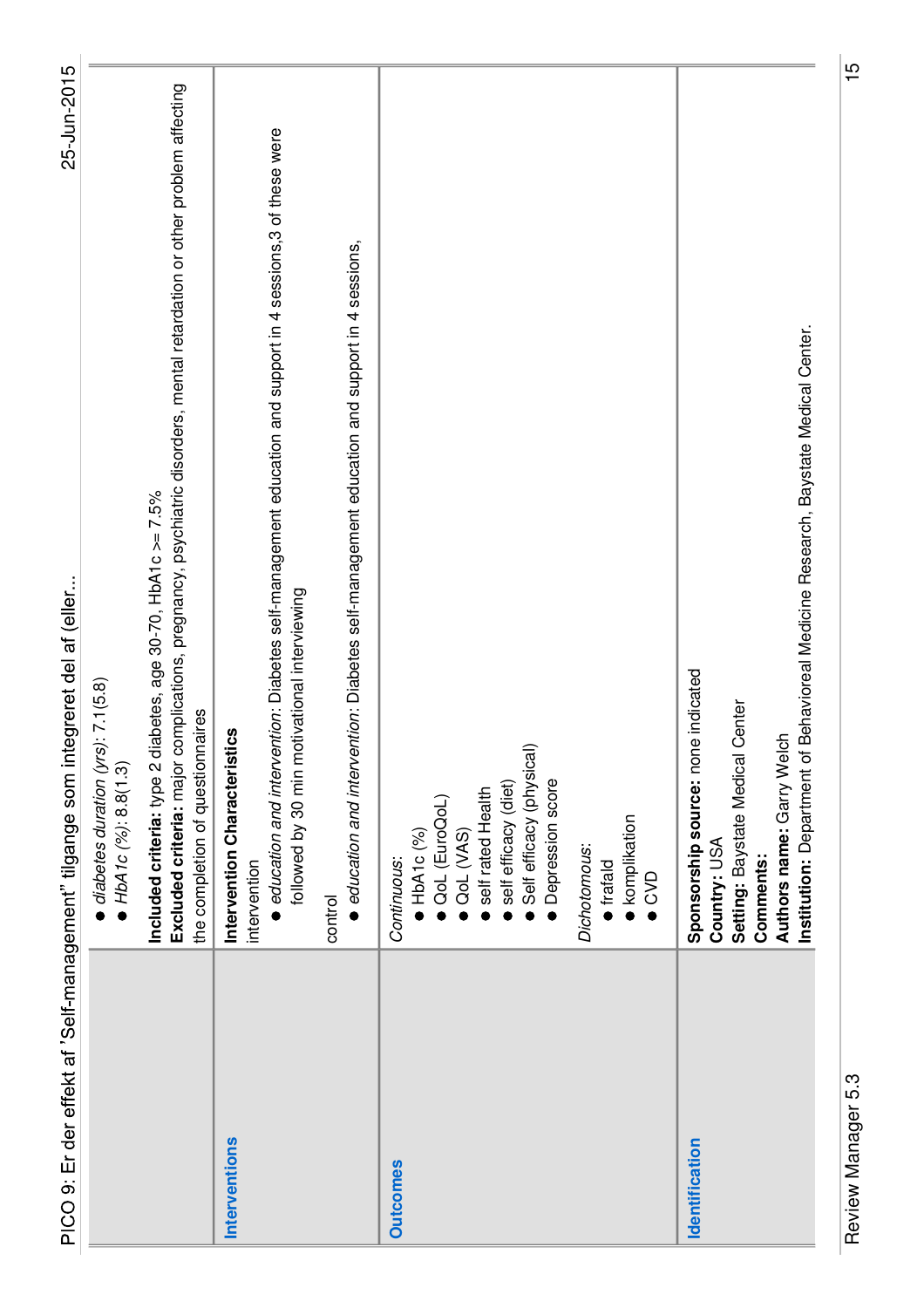| | |
|---|---|
| | • *diabetes duration (yrs)*: 7.1(5.8)<br>• *HbA1c (%)*: 8.8(1.3)<br><br>**Included criteria:** type 2 diabetes, age 30-70, HbA1c >= 7.5%<br>**Excluded criteria:** major complications, pregnancy, psychiatric disorders, mental retardation or other problem affecting the completion of questionnaires |
| **Interventions** | **Intervention Characteristics**<br>intervention<br>• *education and intervention*: Diabetes self-management education and support in 4 sessions,3 of these were followed by 30 min motivational interviewing<br><br>control<br>• *education and intervention*: Diabetes self-management education and support in 4 sessions, |
| **Outcomes** | *Continuous*:<br>• HbA1c (%)<br>• QoL (EuroQoL)<br>• QoL (VAS)<br>• self rated Health<br>• self efficacy (diet)<br>• Self efficacy (physical)<br>• Depression score<br><br>*Dichotomous*:<br>• frafald<br>• komplikation<br>• CVD |
| **Identification** | **Sponsorship source:** none indicated<br>**Country:** USA<br>**Setting:** Baystate Medical Center<br>**Comments:**<br>**Authors name:** Garry Welch<br>**Institution:** Department of Behavioreal Medicine Research, Baystate Medical Center. |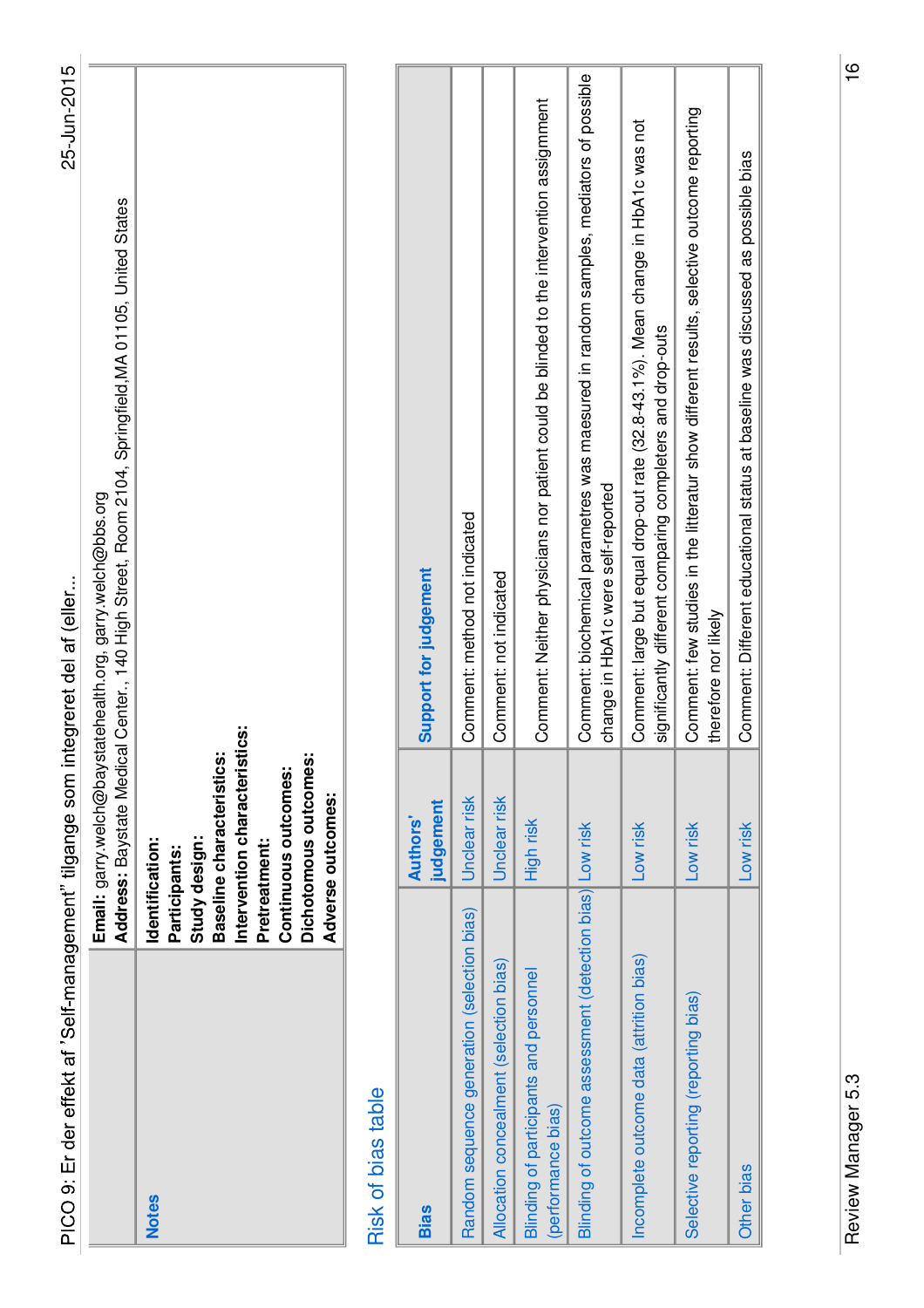| | |
|---|---|
| | **Email:** garry.welch@baystatehealth.org, garry.welch@bbs.org<br>**Address:** Baystate Medical Center., 140 High Street, Room 2104, Springfield,MA 01105, United States |
| **Notes** | **Identification:**<br>**Participants:**<br>**Study design:**<br>**Baseline characteristics:**<br>**Intervention characteristics:**<br>**Pretreatment:**<br>**Continuous outcomes:**<br>**Dichotomous outcomes:**<br>**Adverse outcomes:** |

## Risk of bias table

| Bias | Authors' judgement | Support for judgement |
|---|---|---|
| Random sequence generation (selection bias) | Unclear risk | Comment: method not indicated |
| Allocation concealment (selection bias) | Unclear risk | Comment: not indicated |
| Blinding of participants and personnel (performance bias) | High risk | Comment: Neither physicians nor patient could be blinded to the intervention assignment |
| Blinding of outcome assessment (detection bias) | Low risk | Comment: biochemical parametres was maesured in random samples, mediators of possible change in HbA1c were self-reported |
| Incomplete outcome data (attrition bias) | Low risk | Comment: large but equal drop-out rate (32.8-43.1%). Mean change in HbA1c was not significantly different comparing completers and drop-outs |
| Selective reporting (reporting bias) | Low risk | Comment: few studies in the litteratur show different results, selective outcome reporting therefore nor likely |
| Other bias | Low risk | Comment: Different educational status at baseline was discussed as possible bias |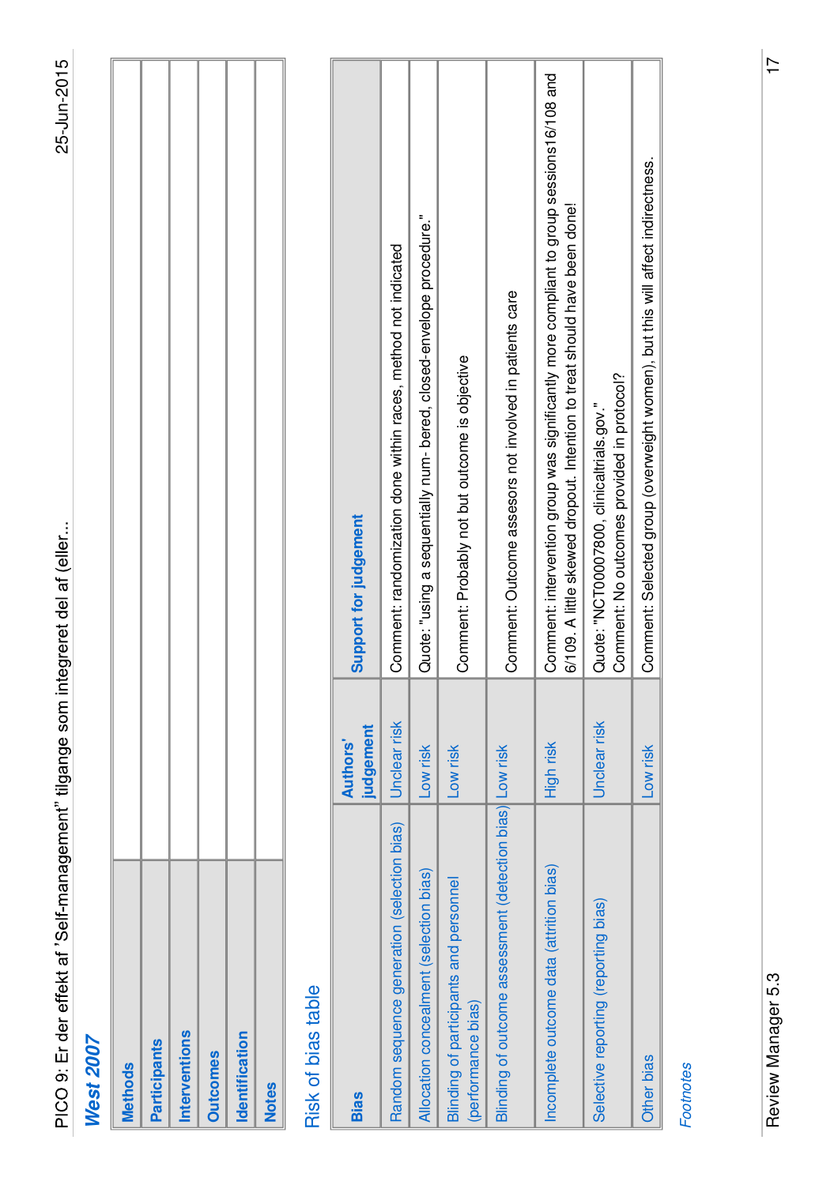## West 2007

| | |
|---|---|
| **Methods** | |
| **Participants** | |
| **Interventions** | |
| **Outcomes** | |
| **Identification** | |
| **Notes** | |

### Risk of bias table

| Bias | Authors' judgement | Support for judgement |
|---|---|---|
| Random sequence generation (selection bias) | Unclear risk | Comment: randomization done within races, method not indicated |
| Allocation concealment (selection bias) | Low risk | Quote: "using a sequentially num- bered, closed-envelope procedure." |
| Blinding of participants and personnel (performance bias) | Low risk | Comment: Probably not but outcome is objective |
| Blinding of outcome assessment (detection bias) | Low risk | Comment: Outcome assesors not involved in patients care |
| Incomplete outcome data (attrition bias) | High risk | Comment: intervention group was significantly more compliant to group sessions16/108 and 6/109. A little skewed dropout. Intention to treat should have been done! |
| Selective reporting (reporting bias) | Unclear risk | Quote: "NCT00007800, clinicaltrials.gov." Comment: No outcomes provided in protocol? |
| Other bias | Low risk | Comment: Selected group (overweight women), but this will affect indirectness. |

*Footnotes*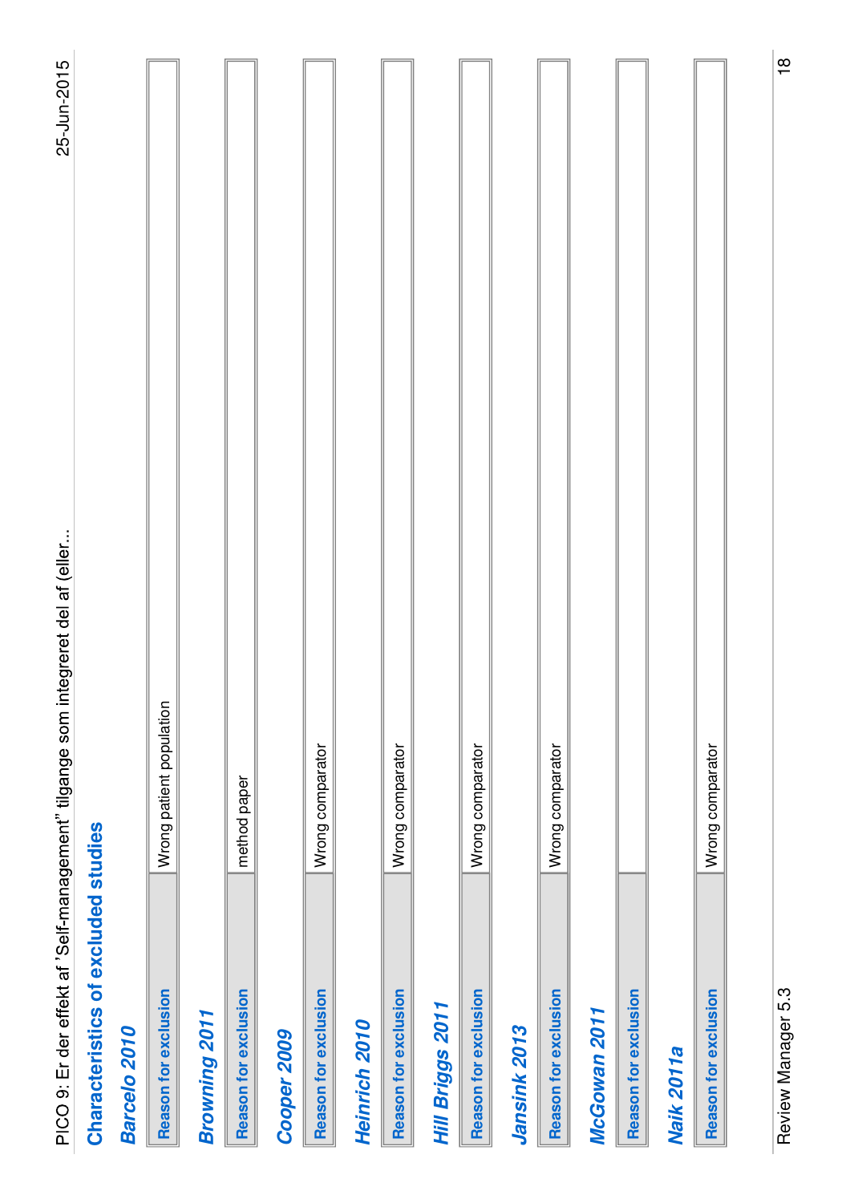## Characteristics of excluded studies

### Barcelo 2010

| | |
|---|---|
| Reason for exclusion | Wrong patient population |

### Browning 2011

| | |
|---|---|
| Reason for exclusion | method paper |

### Cooper 2009

| | |
|---|---|
| Reason for exclusion | Wrong comparator |

### Heinrich 2010

| | |
|---|---|
| Reason for exclusion | Wrong comparator |

### Hill Briggs 2011

| | |
|---|---|
| Reason for exclusion | Wrong comparator |

### Jansink 2013

| | |
|---|---|
| Reason for exclusion | Wrong comparator |

### McGowan 2011

| | |
|---|---|
| Reason for exclusion | |

### Naik 2011a

| | |
|---|---|
| Reason for exclusion | Wrong comparator |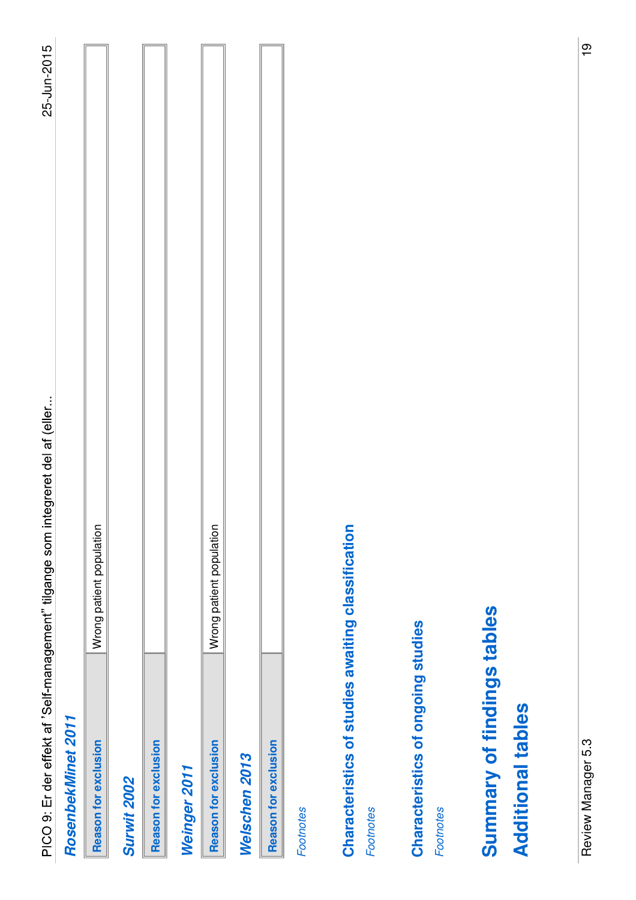### *RosenbekMinet 2011*

| | |
|---|---|
| **Reason for exclusion** | Wrong patient population |

### *Surwit 2002*

| | |
|---|---|
| **Reason for exclusion** | |

### *Weinger 2011*

| | |
|---|---|
| **Reason for exclusion** | Wrong patient population |

### *Welschen 2013*

| | |
|---|---|
| **Reason for exclusion** | |

*Footnotes*

## Characteristics of studies awaiting classification

*Footnotes*

## Characteristics of ongoing studies

*Footnotes*

# Summary of findings tables

# Additional tables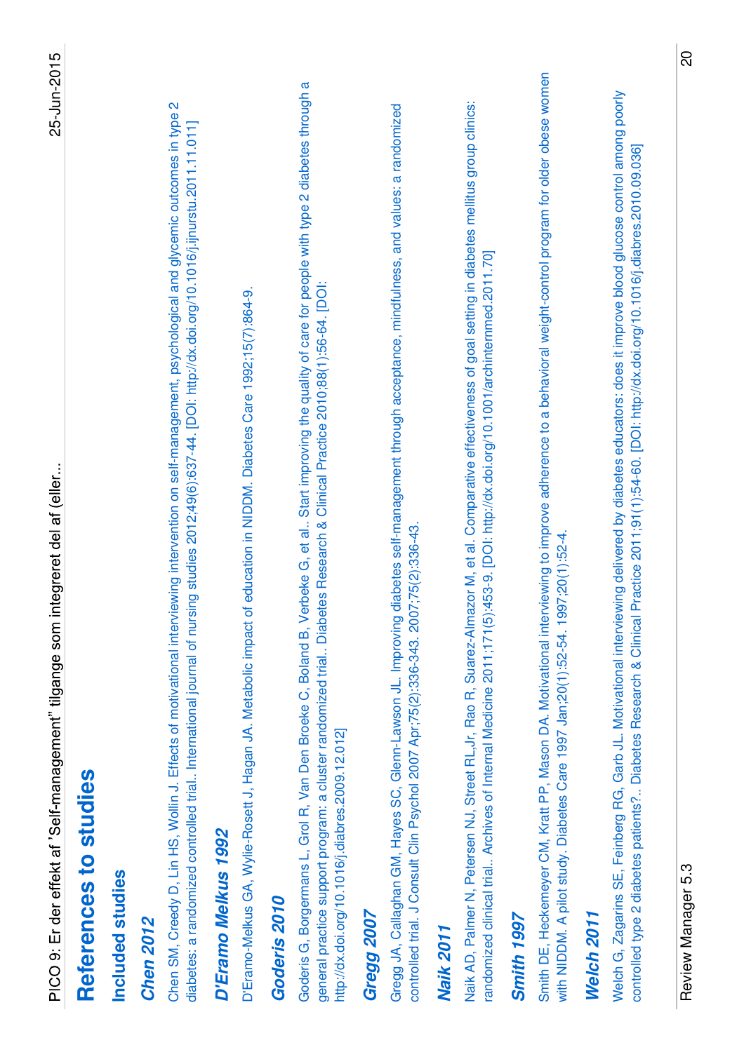# References to studies

## Included studies

### Chen 2012

Chen SM, Creedy D, Lin HS, Wollin J. Effects of motivational interviewing intervention on self-management, psychological and glycemic outcomes in type 2 diabetes: a randomized controlled trial.. International journal of nursing studies 2012;49(6):637-44. [DOI: http://dx.doi.org/10.1016/j.ijnurstu.2011.11.011]

### D'Eramo Melkus 1992

D'Eramo-Melkus GA, Wylie-Rosett J, Hagan JA. Metabolic impact of education in NIDDM. Diabetes Care 1992;15(7):864-9.

### Goderis 2010

Goderis G, Borgermans L, Grol R, Van Den Broeke C, Boland B, Verbeke G, et al.. Start improving the quality of care for people with type 2 diabetes through a general practice support program: a cluster randomized trial.. Diabetes Research & Clinical Practice 2010;88(1):56-64. [DOI: http://dx.doi.org/10.1016/j.diabres.2009.12.012]

### Gregg 2007

Gregg JA, Callaghan GM, Hayes SC, Glenn-Lawson JL. Improving diabetes self-management through acceptance, mindfulness, and values: a randomized controlled trial. J Consult Clin Psychol 2007 Apr;75(2):336-343. 2007;75(2):336-43.

### Naik 2011

Naik AD, Palmer N, Petersen NJ, Street RL,Jr, Rao R, Suarez-Almazor M, et al. Comparative effectiveness of goal setting in diabetes mellitus group clinics: randomized clinical trial.. Archives of Internal Medicine 2011;171(5):453-9. [DOI: http://dx.doi.org/10.1001/archinternmed.2011.70]

### Smith 1997

Smith DE, Heckemeyer CM, Kratt PP, Mason DA. Motivational interviewing to improve adherence to a behavioral weight-control program for older obese women with NIDDM. A pilot study. Diabetes Care 1997 Jan;20(1):52-54. 1997;20(1):52-4.

### Welch 2011

Welch G, Zagarins SE, Feinberg RG, Garb JL. Motivational interviewing delivered by diabetes educators: does it improve blood glucose control among poorly controlled type 2 diabetes patients?.. Diabetes Research & Clinical Practice 2011;91(1):54-60. [DOI: http://dx.doi.org/10.1016/j.diabres.2010.09.036]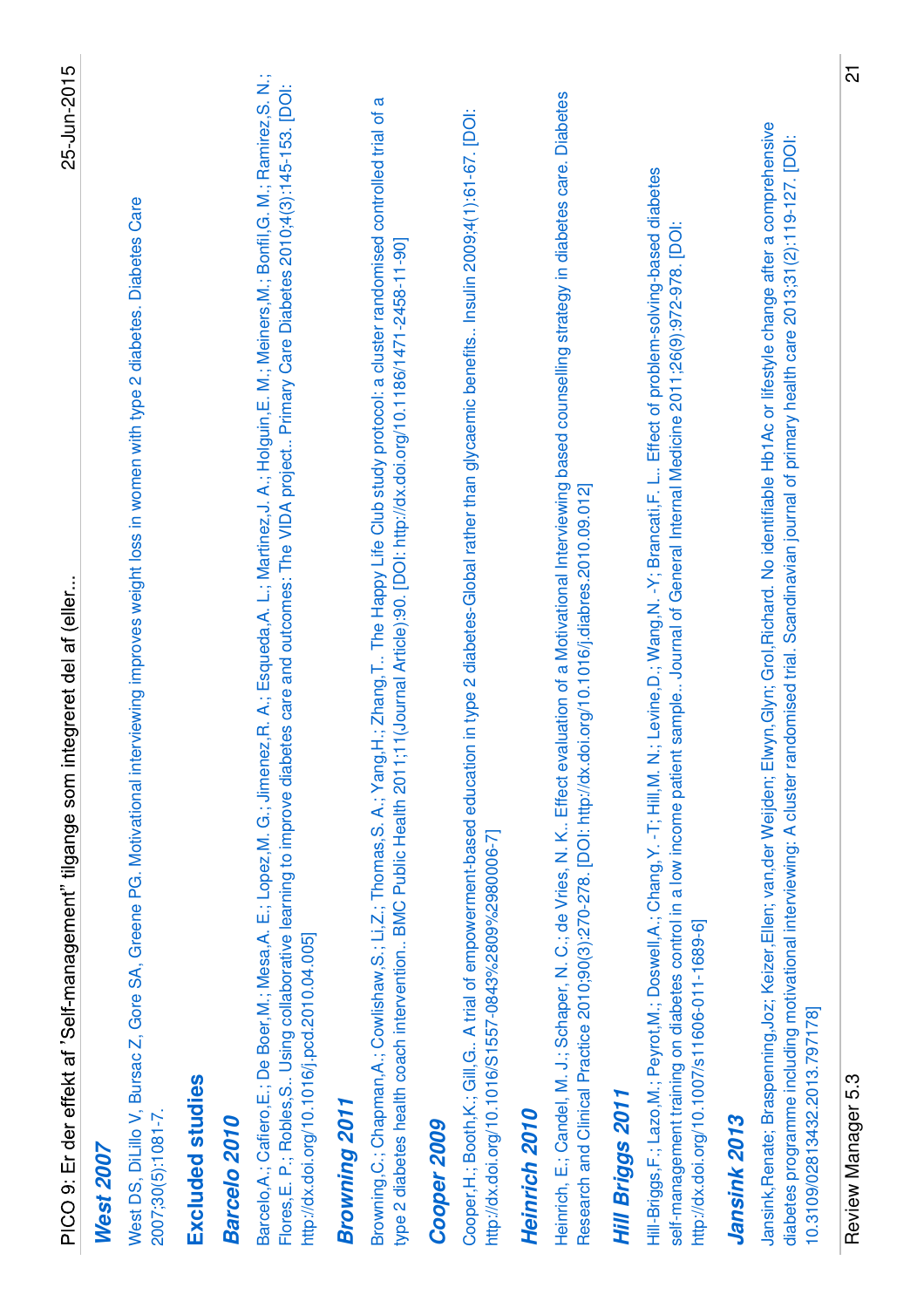### West 2007

West DS, DiLillo V, Bursac Z, Gore SA, Greene PG. Motivational interviewing improves weight loss in women with type 2 diabetes. Diabetes Care 2007;30(5):1081-7.

## Excluded studies

### Barcelo 2010

Barcelo,A.; Cafiero,E.; De Boer,M.; Mesa,A. E.; Lopez,M. G.; Jimenez,R. A.; Esqueda,A. L.; Martinez,J. A.; Holguin,E. M.; Meiners,M.; Bonfil,G. M.; Ramirez,S. N.; Flores,E. P.; Robles,S.. Using collaborative learning to improve diabetes care and outcomes: The VIDA project.. Primary Care Diabetes 2010;4(3):145-153. [DOI: http://dx.doi.org/10.1016/j.pcd.2010.04.005]

### Browning 2011

Browning,C.; Chapman,A.; Cowlishaw,S.; Li,Z.; Thomas,S. A.; Yang,H.; Zhang,T.. The Happy Life Club study protocol: a cluster randomised controlled trial of a type 2 diabetes health coach intervention.. BMC Public Health 2011;11(Journal Article):90. [DOI: http://dx.doi.org/10.1186/1471-2458-11-90]

### Cooper 2009

Cooper,H.; Booth,K.; Gill,G.. A trial of empowerment-based education in type 2 diabetes-Global rather than glycaemic benefits.. Insulin 2009;4(1):61-67. [DOI: http://dx.doi.org/10.1016/S1557-0843%2809%2980006-7]

### Heinrich 2010

Heinrich, E.; Candel, M. J.; Schaper, N. C.; de Vries, N. K.. Effect evaluation of a Motivational Interviewing based counselling strategy in diabetes care. Diabetes Research and Clinical Practice 2010;90(3):270-278. [DOI: http://dx.doi.org/10.1016/j.diabres.2010.09.012]

### Hill Briggs 2011

Hill-Briggs,F.; Lazo,M.; Peyrot,M.; Doswell,A.; Chang,Y. -T; Hill,M. N.; Levine,D.; Wang,N. -Y; Brancati,F. L.. Effect of problem-solving-based diabetes self-management training on diabetes control in a low income patient sample.. Journal of General Internal Medicine 2011;26(9):972-978. [DOI: http://dx.doi.org/10.1007/s11606-011-1689-6]

### Jansink 2013

Jansink,Renate; Braspenning,Joz; Keizer,Ellen; van,der Weijden; Elwyn,Glyn; Grol,Richard. No identifiable Hb1Ac or lifestyle change after a comprehensive diabetes programme including motivational interviewing: A cluster randomised trial. Scandinavian journal of primary health care 2013;31(2):119-127. [DOI: 10.3109/02813432.2013.797178]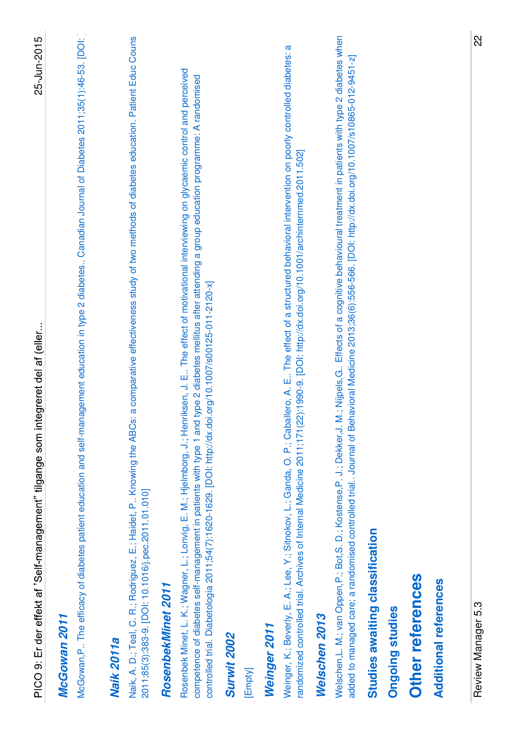### McGowan 2011

McGowan,P.. The efficacy of diabetes patient education and self-management education in type 2 diabetes.. Canadian Journal of Diabetes 2011;35(1):46-53. [DOI: ]

### Naik 2011a

Naik, A. D.; Teal, C. R.; Rodriguez, E.; Haidet, P.. Knowing the ABCs: a comparative effectiveness study of two methods of diabetes education. Patient Educ Couns 2011;85(3):383-9. [DOI: 10.1016/j.pec.2011.01.010]

### RosenbekMinet 2011

Rosenbek Minet, L. K.; Wagner, L.; Lonvig, E. M.; Hjelmborg, J.; Henriksen, J. E.. The effect of motivational interviewing on glycaemic control and perceived competence of diabetes self-management in patients with type 1 and type 2 diabetes mellitus after attending a group education programme: A randomised controlled trial. Diabetologia 2011;54(7):1620-1629. [DOI: http://dx.doi.org/10.1007/s00125-011-2120-x]

### Surwit 2002

[Empty]

### Weinger 2011

Weinger, K.; Beverly, E. A.; Lee, Y.; Sitnokov, L.; Ganda, O. P.; Caballero, A. E.. The effect of a structured behavioral intervention on poorly controlled diabetes: a randomized controlled trial. Archives of Internal Medicine 2011;171(22):1990-9. [DOI: http://dx.doi.org/10.1001/archinternmed.2011.502]

### Welschen 2013

Welschen,L. M.; van Oppen,P.; Bot,S. D.; Kostense,P. J.; Dekker,J. M.; Nijpels,G.. Effects of a cognitive behavioural treatment in patients with type 2 diabetes when added to managed care; a randomised controlled trial.. Journal of Behavioral Medicine 2013;36(6):556-566. [DOI: http://dx.doi.org/10.1007/s10865-012-9451-z]

## Studies awaiting classification

## Ongoing studies

# Other references

## Additional references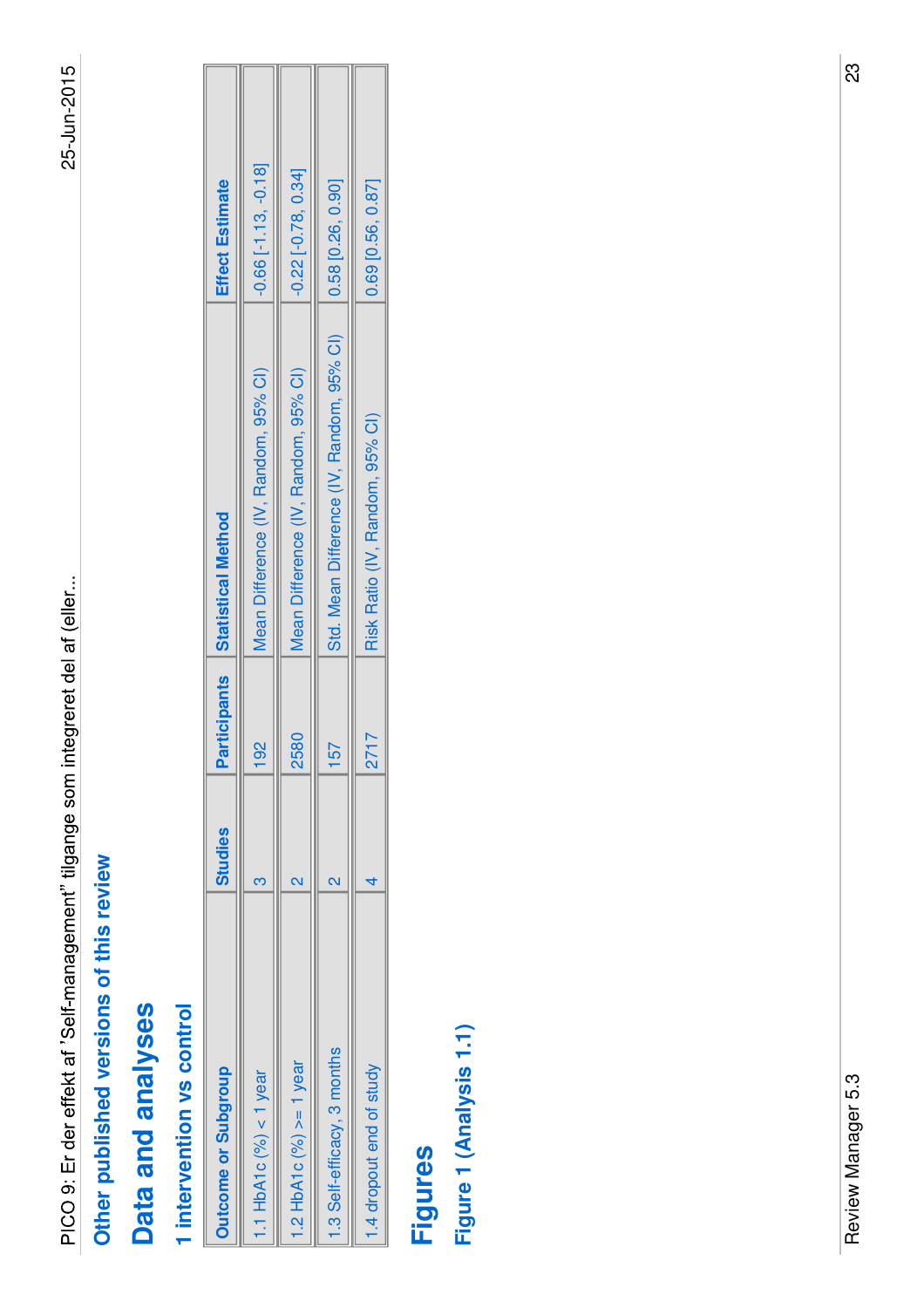## Other published versions of this review

# Data and analyses

### 1 intervention vs control

| Outcome or Subgroup | Studies | Participants | Statistical Method | Effect Estimate |
|---|---|---|---|---|
| 1.1 HbA1c (%) < 1 year | 3 | 192 | Mean Difference (IV, Random, 95% CI) | -0.66 [-1.13, -0.18] |
| 1.2 HbA1c (%) >= 1 year | 2 | 2580 | Mean Difference (IV, Random, 95% CI) | -0.22 [-0.78, 0.34] |
| 1.3 Self-efficacy, 3 months | 2 | 157 | Std. Mean Difference (IV, Random, 95% CI) | 0.58 [0.26, 0.90] |
| 1.4 dropout end of study | 4 | 2717 | Risk Ratio (IV, Random, 95% CI) | 0.69 [0.56, 0.87] |

# Figures

## Figure 1 (Analysis 1.1)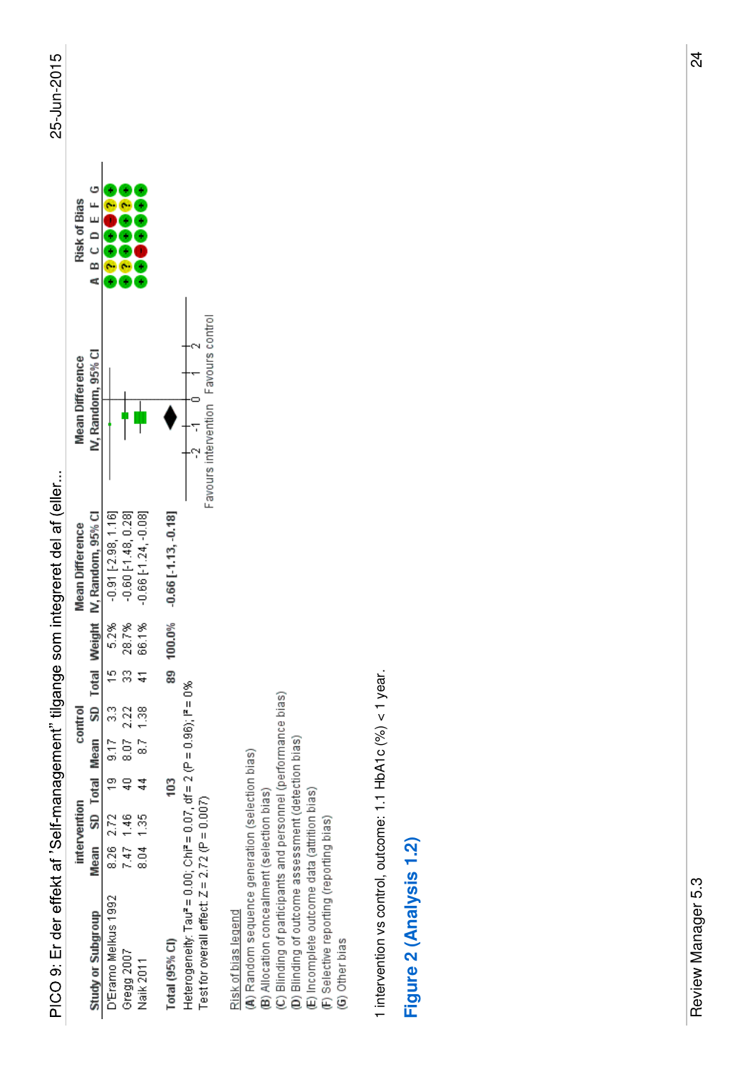PICO 9: Er der effekt af 'Self-management" tilgange som integreret del af (eller...

| Study or Subgroup | intervention Mean | SD | Total | control Mean | SD | Total | Weight | Mean Difference IV, Random, 95% CI |
|---|---|---|---|---|---|---|---|---|
| D'Eramo Melkus 1992 | 8.26 | 2.72 | 19 | 9.17 | 3.3 | 15 | 5.2% | -0.91 [-2.98, 1.16] |
| Gregg 2007 | 7.47 | 1.46 | 40 | 8.07 | 2.22 | 33 | 28.7% | -0.60 [-1.48, 0.28] |
| Naik 2011 | 8.04 | 1.35 | 44 | 8.7 | 1.38 | 41 | 66.1% | -0.66 [-1.24, -0.08] |
| **Total (95% CI)** | | | **103** | | | **89** | **100.0%** | **-0.66 [-1.13, -0.18]** |

Heterogeneity: Tau² = 0.00; Chi² = 0.07, df = 2 (P = 0.96); I² = 0%
Test for overall effect: Z = 2.72 (P = 0.007)

Mean Difference
IV, Random, 95% CI
-2 -1 0 1 2
Favours intervention Favours control

Risk of Bias
A B C D E F G

Risk of bias legend
(A) Random sequence generation (selection bias)
(B) Allocation concealment (selection bias)
(C) Blinding of participants and personnel (performance bias)
(D) Blinding of outcome assessment (detection bias)
(E) Incomplete outcome data (attrition bias)
(F) Selective reporting (reporting bias)
(G) Other bias

1 intervention vs control, outcome: 1.1 HbA1c (%) < 1 year.

## Figure 2 (Analysis 1.2)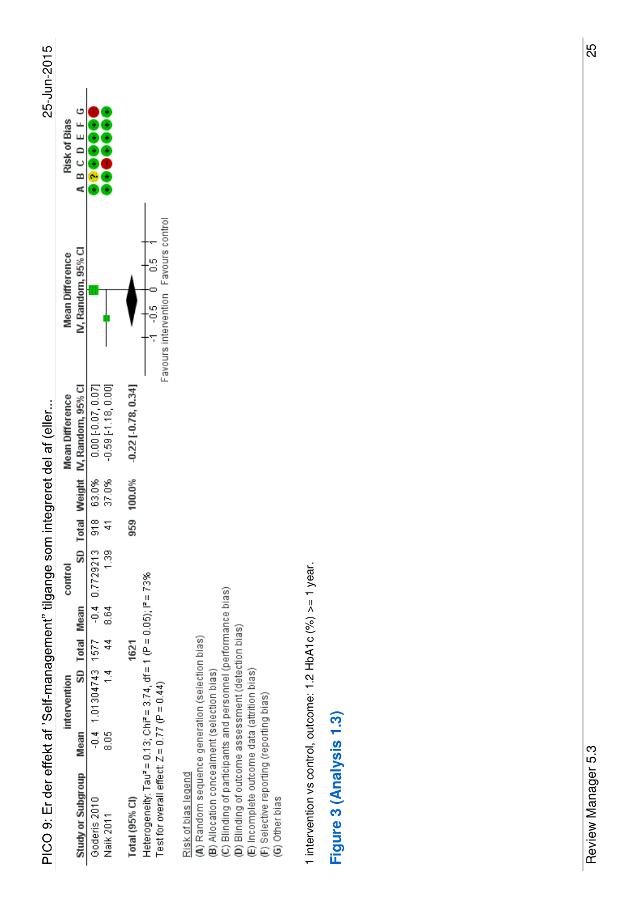PICO 9: Er der effekt af 'Self-management" tilgange som integreret del af (eller...

25-Jun-2015

| Study or Subgroup | intervention | | | control | | | Weight | Mean Difference | Risk of Bias |
|---|---|---|---|---|---|---|---|---|---|
| | Mean | SD | Total | Mean | SD | Total | | IV, Random, 95% CI | A B C D E F G |
| Goderis 2010 | -0.4 | 1.01304743 | 1577 | -0.4 | 0.7729213 | 918 | 63.0% | 0.00 [-0.07, 0.07] | + ? + + + + − |
| Naik 2011 | 8.05 | 1.4 | 44 | 8.64 | 1.39 | 41 | 37.0% | -0.59 [-1.18, 0.00] | + + − + + + + |
| **Total (95% CI)** | | | **1621** | | | **959** | **100.0%** | **-0.22 [-0.78, 0.34]** | |

Heterogeneity: Tau² = 0.13; Chi² = 3.74, df = 1 (P = 0.05); I² = 73%

Test for overall effect: Z = 0.77 (P = 0.44)

Mean Difference
IV, Random, 95% CI
-1 -0.5 0 0.5 1
Favours intervention Favours control

Risk of bias legend

**(A)** Random sequence generation (selection bias)
**(B)** Allocation concealment (selection bias)
**(C)** Blinding of participants and personnel (performance bias)
**(D)** Blinding of outcome assessment (detection bias)
**(E)** Incomplete outcome data (attrition bias)
**(F)** Selective reporting (reporting bias)
**(G)** Other bias

1 intervention vs control, outcome: 1.2 HbA1c (%) >= 1 year.

## Figure 3 (Analysis 1.3)

Review Manager 5.3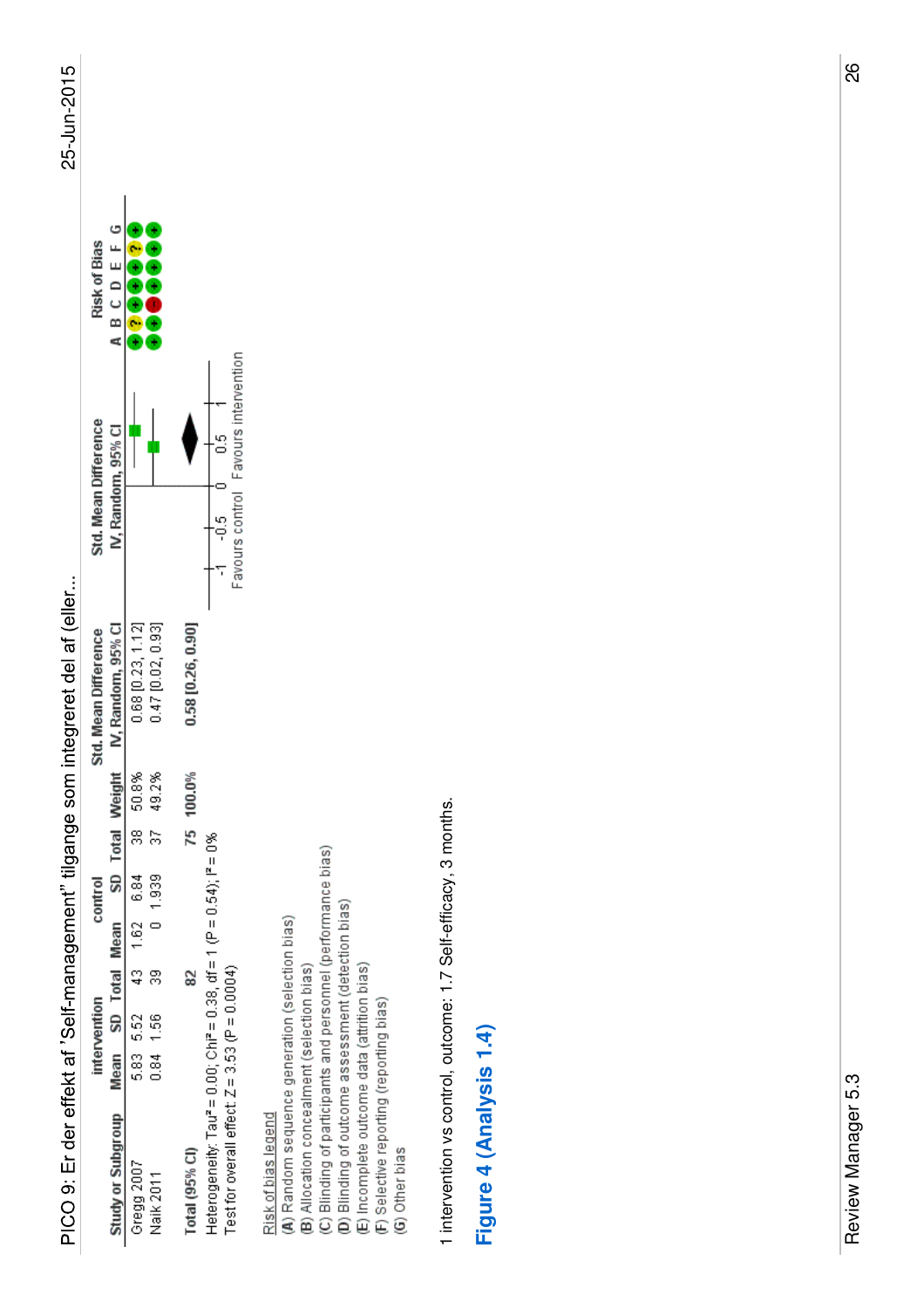PICO 9: Er der effekt af 'Self-management" tilgange som integreret del af (eller...

| Study or Subgroup | intervention Mean | SD | Total | control Mean | SD | Total | Weight | Std. Mean Difference IV, Random, 95% CI |
|---|---|---|---|---|---|---|---|---|
| Gregg 2007 | 5.83 | 5.52 | 43 | 1.62 | 6.84 | 38 | 50.8% | 0.68 [0.23, 1.12] |
| Naik 2011 | 0.84 | 1.56 | 39 | 0 | 1.939 | 37 | 49.2% | 0.47 [0.02, 0.93] |
| **Total (95% CI)** | | | **82** | | | **75** | **100.0%** | **0.58 [0.26, 0.90]** |

Heterogeneity: Tau² = 0.00; Chi² = 0.38, df = 1 (P = 0.54); I² = 0%

Test for overall effect: Z = 3.53 (P = 0.0004)

Std. Mean Difference
IV, Random, 95% CI

-1 -0.5 0 0.5 1

Favours control Favours intervention

Risk of Bias

A B C D E F G

Gregg 2007: + ? + + + ? +

Naik 2011: + + − + + + +

Risk of bias legend

**(A)** Random sequence generation (selection bias)
**(B)** Allocation concealment (selection bias)
**(C)** Blinding of participants and personnel (performance bias)
**(D)** Blinding of outcome assessment (detection bias)
**(E)** Incomplete outcome data (attrition bias)
**(F)** Selective reporting (reporting bias)
**(G)** Other bias

1 intervention vs control, outcome: 1.7 Self-efficacy, 3 months.

## Figure 4 (Analysis 1.4)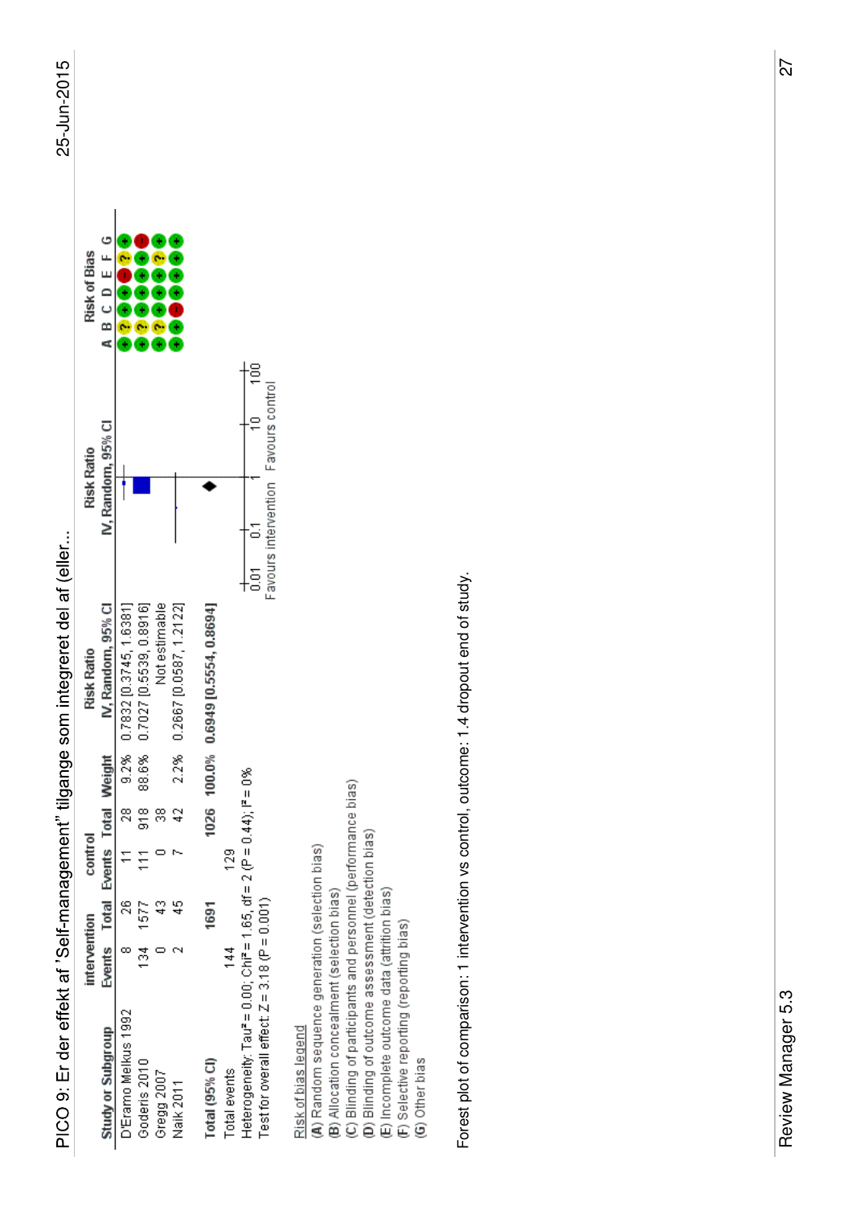# PICO 9: Er der effekt af 'Self-management" tilgange som integreret del af (eller...

| Study or Subgroup | intervention Events | intervention Total | control Events | control Total | Weight | Risk Ratio IV, Random, 95% CI |
|---|---|---|---|---|---|---|
| D'Eramo Melkus 1992 | 8 | 26 | 11 | 28 | 9.2% | 0.7832 [0.3745, 1.6381] |
| Goderis 2010 | 134 | 1577 | 111 | 918 | 88.6% | 0.7027 [0.5539, 0.8916] |
| Gregg 2007 | 0 | 43 | 0 | 38 | | Not estimable |
| Naik 2011 | 2 | 45 | 7 | 42 | 2.2% | 0.2667 [0.0587, 1.2122] |
| **Total (95% CI)** | | **1691** | | **1026** | **100.0%** | **0.6949 [0.5554, 0.8694]** |
| Total events | 144 | | 129 | | | |

Heterogeneity: Tau² = 0.00; Chi² = 1.65, df = 2 (P = 0.44); I² = 0%

Test for overall effect: Z = 3.18 (P = 0.001)

Risk Ratio
IV, Random, 95% CI

0.01 0.1 1 10 100

Favours intervention Favours control

Risk of Bias
A B C D E F G

Risk of bias legend

**(A)** Random sequence generation (selection bias)
**(B)** Allocation concealment (selection bias)
**(C)** Blinding of participants and personnel (performance bias)
**(D)** Blinding of outcome assessment (detection bias)
**(E)** Incomplete outcome data (attrition bias)
**(F)** Selective reporting (reporting bias)
**(G)** Other bias

Forest plot of comparison: 1 intervention vs control, outcome: 1.4 dropout end of study.